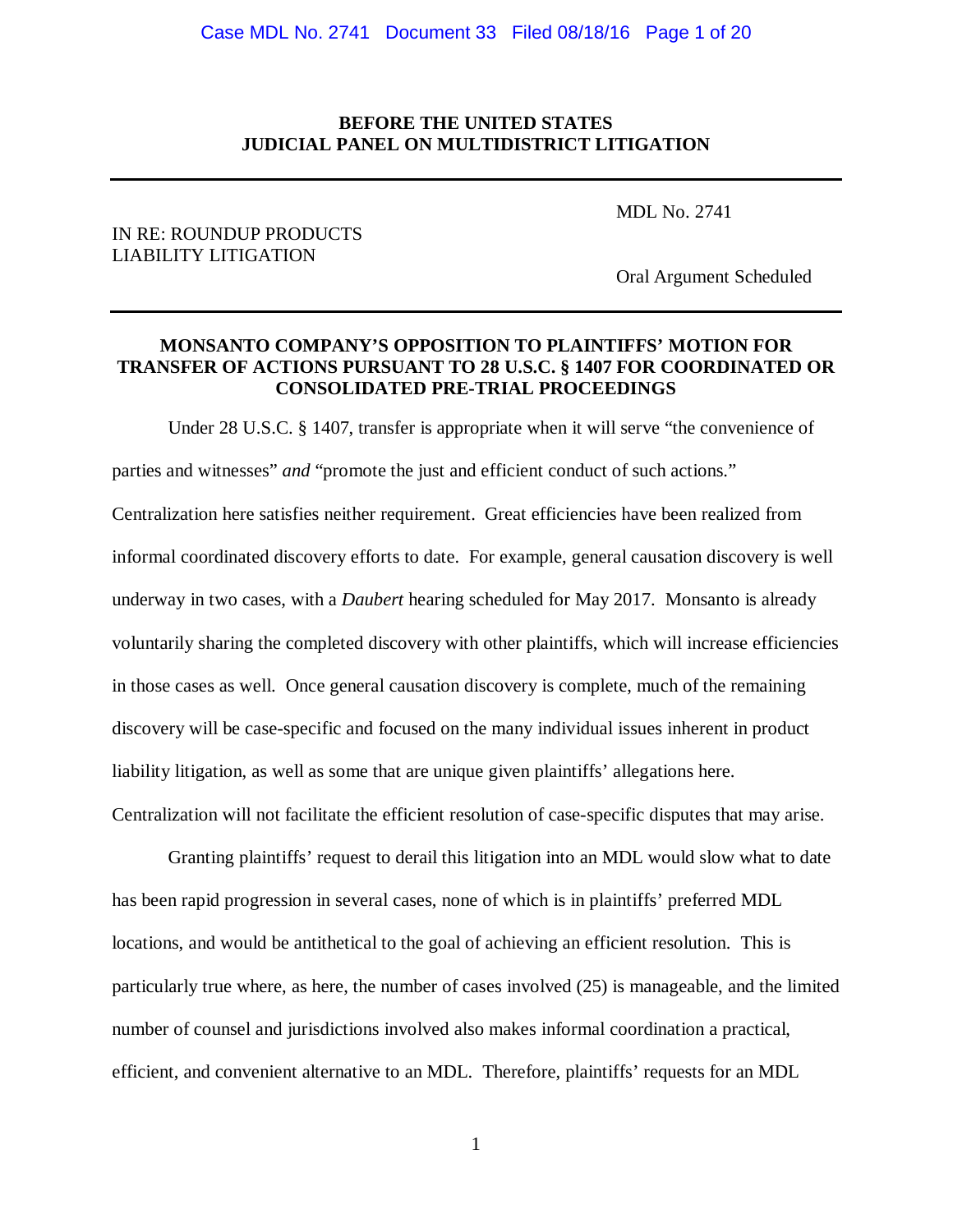**BEFORE THE UNITED STATES**
**JUDICIAL PANEL ON MULTIDISTRICT LITIGATION**

---

IN RE: ROUNDUP PRODUCTS LIABILITY LITIGATION

MDL No. 2741

Oral Argument Scheduled

---

**MONSANTO COMPANY'S OPPOSITION TO PLAINTIFFS' MOTION FOR TRANSFER OF ACTIONS PURSUANT TO 28 U.S.C. § 1407 FOR COORDINATED OR CONSOLIDATED PRE-TRIAL PROCEEDINGS**

Under 28 U.S.C. § 1407, transfer is appropriate when it will serve "the convenience of parties and witnesses" *and* "promote the just and efficient conduct of such actions." Centralization here satisfies neither requirement. Great efficiencies have been realized from informal coordinated discovery efforts to date. For example, general causation discovery is well underway in two cases, with a *Daubert* hearing scheduled for May 2017. Monsanto is already voluntarily sharing the completed discovery with other plaintiffs, which will increase efficiencies in those cases as well. Once general causation discovery is complete, much of the remaining discovery will be case-specific and focused on the many individual issues inherent in product liability litigation, as well as some that are unique given plaintiffs' allegations here. Centralization will not facilitate the efficient resolution of case-specific disputes that may arise.

Granting plaintiffs' request to derail this litigation into an MDL would slow what to date has been rapid progression in several cases, none of which is in plaintiffs' preferred MDL locations, and would be antithetical to the goal of achieving an efficient resolution. This is particularly true where, as here, the number of cases involved (25) is manageable, and the limited number of counsel and jurisdictions involved also makes informal coordination a practical, efficient, and convenient alternative to an MDL. Therefore, plaintiffs' requests for an MDL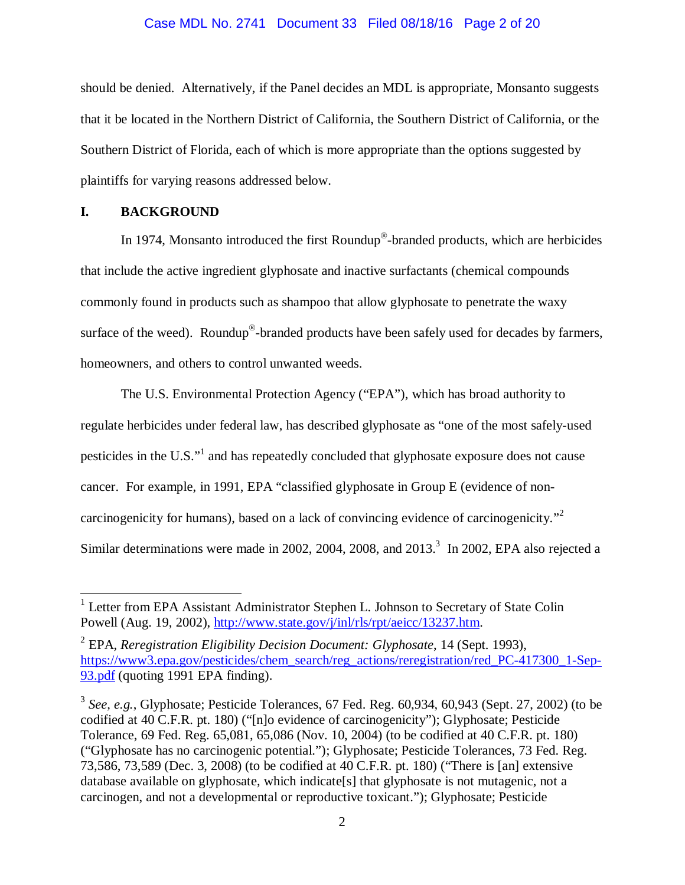should be denied. Alternatively, if the Panel decides an MDL is appropriate, Monsanto suggests that it be located in the Northern District of California, the Southern District of California, or the Southern District of Florida, each of which is more appropriate than the options suggested by plaintiffs for varying reasons addressed below.

## I. BACKGROUND

In 1974, Monsanto introduced the first Roundup®-branded products, which are herbicides that include the active ingredient glyphosate and inactive surfactants (chemical compounds commonly found in products such as shampoo that allow glyphosate to penetrate the waxy surface of the weed). Roundup®-branded products have been safely used for decades by farmers, homeowners, and others to control unwanted weeds.

The U.S. Environmental Protection Agency ("EPA"), which has broad authority to regulate herbicides under federal law, has described glyphosate as "one of the most safely-used pesticides in the U.S."[1] and has repeatedly concluded that glyphosate exposure does not cause cancer. For example, in 1991, EPA "classified glyphosate in Group E (evidence of non-carcinogenicity for humans), based on a lack of convincing evidence of carcinogenicity."[2] Similar determinations were made in 2002, 2004, 2008, and 2013.[3] In 2002, EPA also rejected a

---

[1] Letter from EPA Assistant Administrator Stephen L. Johnson to Secretary of State Colin Powell (Aug. 19, 2002), http://www.state.gov/j/inl/rls/rpt/aeicc/13237.htm.

[2] EPA, *Reregistration Eligibility Decision Document: Glyphosate*, 14 (Sept. 1993), https://www3.epa.gov/pesticides/chem_search/reg_actions/reregistration/red_PC-417300_1-Sep-93.pdf (quoting 1991 EPA finding).

[3] *See, e.g.*, Glyphosate; Pesticide Tolerances, 67 Fed. Reg. 60,934, 60,943 (Sept. 27, 2002) (to be codified at 40 C.F.R. pt. 180) ("[n]o evidence of carcinogenicity"); Glyphosate; Pesticide Tolerance, 69 Fed. Reg. 65,081, 65,086 (Nov. 10, 2004) (to be codified at 40 C.F.R. pt. 180) ("Glyphosate has no carcinogenic potential."); Glyphosate; Pesticide Tolerances, 73 Fed. Reg. 73,586, 73,589 (Dec. 3, 2008) (to be codified at 40 C.F.R. pt. 180) ("There is [an] extensive database available on glyphosate, which indicate[s] that glyphosate is not mutagenic, not a carcinogen, and not a developmental or reproductive toxicant."); Glyphosate; Pesticide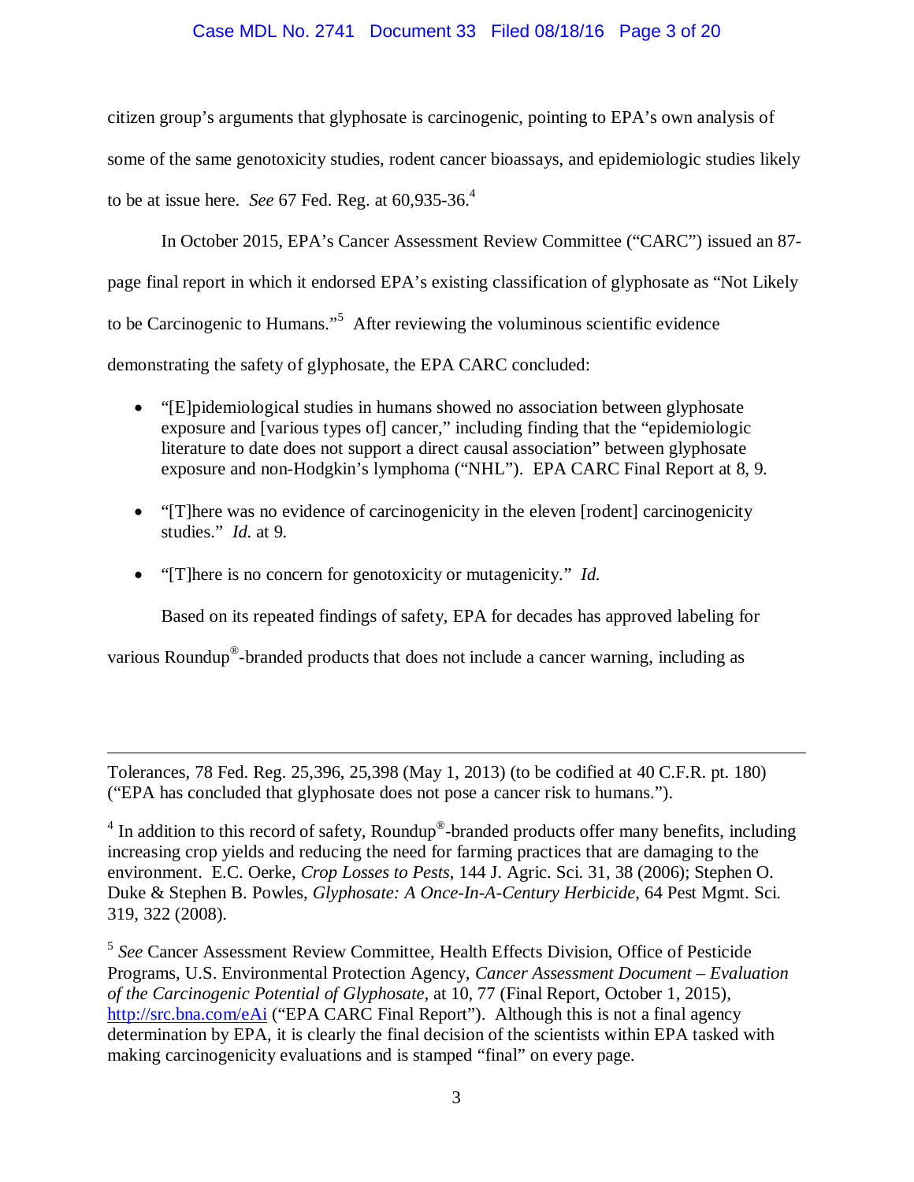citizen group's arguments that glyphosate is carcinogenic, pointing to EPA's own analysis of some of the same genotoxicity studies, rodent cancer bioassays, and epidemiologic studies likely to be at issue here. *See* 67 Fed. Reg. at 60,935-36.[4]

In October 2015, EPA's Cancer Assessment Review Committee ("CARC") issued an 87-page final report in which it endorsed EPA's existing classification of glyphosate as "Not Likely to be Carcinogenic to Humans."[5] After reviewing the voluminous scientific evidence demonstrating the safety of glyphosate, the EPA CARC concluded:

- "[E]pidemiological studies in humans showed no association between glyphosate exposure and [various types of] cancer," including finding that the "epidemiologic literature to date does not support a direct causal association" between glyphosate exposure and non-Hodgkin's lymphoma ("NHL"). EPA CARC Final Report at 8, 9.
- "[T]here was no evidence of carcinogenicity in the eleven [rodent] carcinogenicity studies." *Id.* at 9.
- "[T]here is no concern for genotoxicity or mutagenicity." *Id.*

Based on its repeated findings of safety, EPA for decades has approved labeling for various Roundup®-branded products that does not include a cancer warning, including as

---

Tolerances, 78 Fed. Reg. 25,396, 25,398 (May 1, 2013) (to be codified at 40 C.F.R. pt. 180) ("EPA has concluded that glyphosate does not pose a cancer risk to humans.").

[4] In addition to this record of safety, Roundup®-branded products offer many benefits, including increasing crop yields and reducing the need for farming practices that are damaging to the environment. E.C. Oerke, *Crop Losses to Pests*, 144 J. Agric. Sci. 31, 38 (2006); Stephen O. Duke & Stephen B. Powles, *Glyphosate: A Once-In-A-Century Herbicide*, 64 Pest Mgmt. Sci. 319, 322 (2008).

[5] *See* Cancer Assessment Review Committee, Health Effects Division, Office of Pesticide Programs, U.S. Environmental Protection Agency, *Cancer Assessment Document – Evaluation of the Carcinogenic Potential of Glyphosate*, at 10, 77 (Final Report, October 1, 2015), http://src.bna.com/eAi ("EPA CARC Final Report"). Although this is not a final agency determination by EPA, it is clearly the final decision of the scientists within EPA tasked with making carcinogenicity evaluations and is stamped "final" on every page.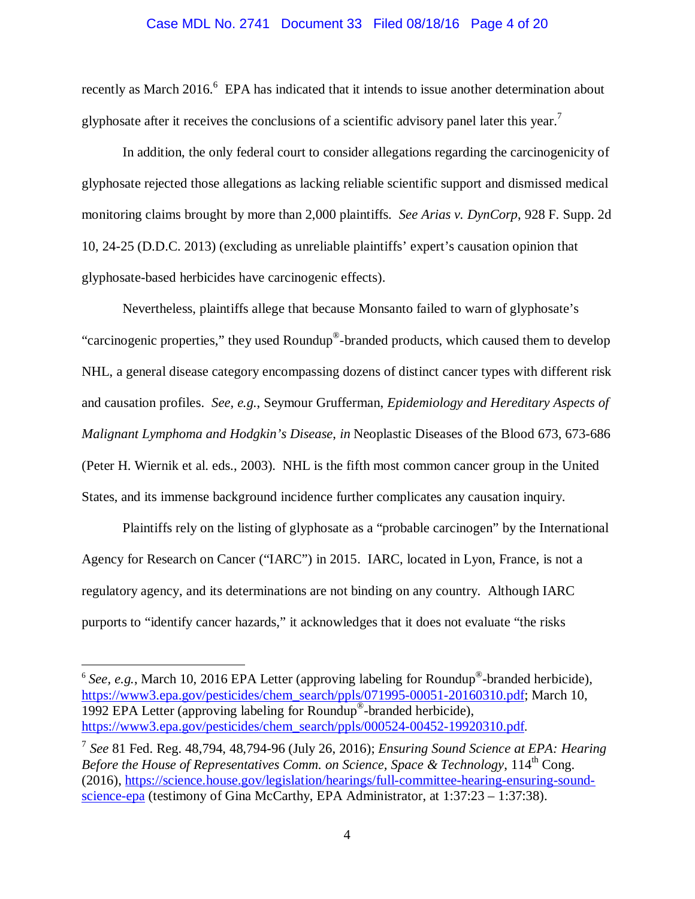recently as March 2016.[6] EPA has indicated that it intends to issue another determination about glyphosate after it receives the conclusions of a scientific advisory panel later this year.[7]

In addition, the only federal court to consider allegations regarding the carcinogenicity of glyphosate rejected those allegations as lacking reliable scientific support and dismissed medical monitoring claims brought by more than 2,000 plaintiffs. *See Arias v. DynCorp*, 928 F. Supp. 2d 10, 24-25 (D.D.C. 2013) (excluding as unreliable plaintiffs' expert's causation opinion that glyphosate-based herbicides have carcinogenic effects).

Nevertheless, plaintiffs allege that because Monsanto failed to warn of glyphosate's "carcinogenic properties," they used Roundup®-branded products, which caused them to develop NHL, a general disease category encompassing dozens of distinct cancer types with different risk and causation profiles. *See, e.g.*, Seymour Grufferman, *Epidemiology and Hereditary Aspects of Malignant Lymphoma and Hodgkin's Disease*, *in* Neoplastic Diseases of the Blood 673, 673-686 (Peter H. Wiernik et al. eds., 2003). NHL is the fifth most common cancer group in the United States, and its immense background incidence further complicates any causation inquiry.

Plaintiffs rely on the listing of glyphosate as a "probable carcinogen" by the International Agency for Research on Cancer ("IARC") in 2015. IARC, located in Lyon, France, is not a regulatory agency, and its determinations are not binding on any country. Although IARC purports to "identify cancer hazards," it acknowledges that it does not evaluate "the risks

---

[6] *See, e.g.*, March 10, 2016 EPA Letter (approving labeling for Roundup®-branded herbicide), https://www3.epa.gov/pesticides/chem_search/ppls/071995-00051-20160310.pdf; March 10, 1992 EPA Letter (approving labeling for Roundup®-branded herbicide), https://www3.epa.gov/pesticides/chem_search/ppls/000524-00452-19920310.pdf.

[7] *See* 81 Fed. Reg. 48,794, 48,794-96 (July 26, 2016); *Ensuring Sound Science at EPA: Hearing Before the House of Representatives Comm. on Science, Space & Technology*, 114th Cong. (2016), https://science.house.gov/legislation/hearings/full-committee-hearing-ensuring-sound-science-epa (testimony of Gina McCarthy, EPA Administrator, at 1:37:23 – 1:37:38).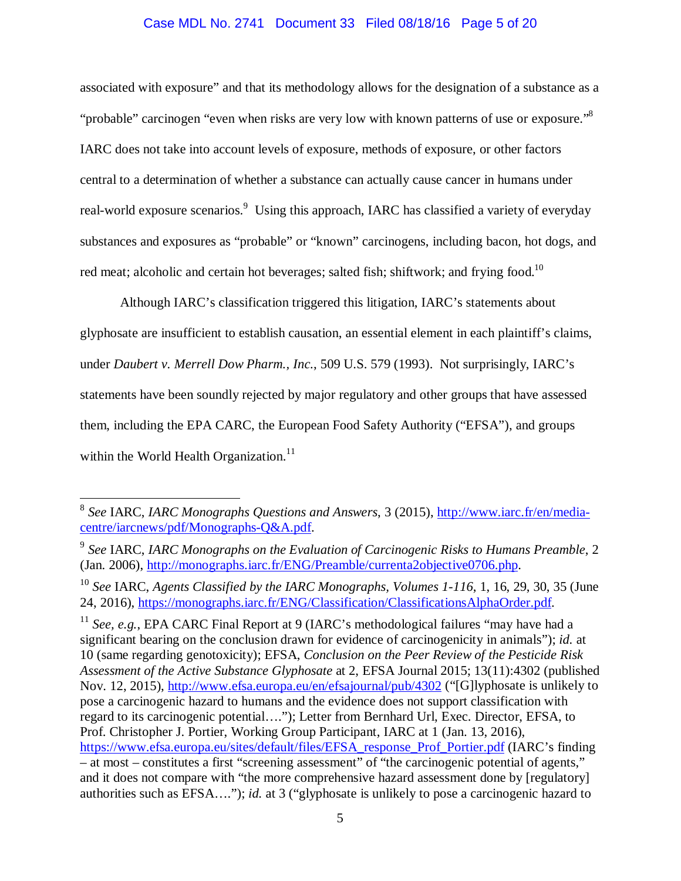associated with exposure" and that its methodology allows for the designation of a substance as a "probable" carcinogen "even when risks are very low with known patterns of use or exposure."[8] IARC does not take into account levels of exposure, methods of exposure, or other factors central to a determination of whether a substance can actually cause cancer in humans under real-world exposure scenarios.[9] Using this approach, IARC has classified a variety of everyday substances and exposures as "probable" or "known" carcinogens, including bacon, hot dogs, and red meat; alcoholic and certain hot beverages; salted fish; shiftwork; and frying food.[10]

Although IARC's classification triggered this litigation, IARC's statements about glyphosate are insufficient to establish causation, an essential element in each plaintiff's claims, under *Daubert v. Merrell Dow Pharm., Inc.*, 509 U.S. 579 (1993). Not surprisingly, IARC's statements have been soundly rejected by major regulatory and other groups that have assessed them, including the EPA CARC, the European Food Safety Authority ("EFSA"), and groups within the World Health Organization.[11]

---

[8] *See* IARC, *IARC Monographs Questions and Answers*, 3 (2015), http://www.iarc.fr/en/media-centre/iarcnews/pdf/Monographs-Q&A.pdf.

[9] *See* IARC, *IARC Monographs on the Evaluation of Carcinogenic Risks to Humans Preamble*, 2 (Jan. 2006), http://monographs.iarc.fr/ENG/Preamble/currenta2objective0706.php.

[10] *See* IARC, *Agents Classified by the IARC Monographs, Volumes 1-116*, 1, 16, 29, 30, 35 (June 24, 2016), https://monographs.iarc.fr/ENG/Classification/ClassificationsAlphaOrder.pdf.

[11] *See, e.g.*, EPA CARC Final Report at 9 (IARC's methodological failures "may have had a significant bearing on the conclusion drawn for evidence of carcinogenicity in animals"); *id.* at 10 (same regarding genotoxicity); EFSA, *Conclusion on the Peer Review of the Pesticide Risk Assessment of the Active Substance Glyphosate* at 2, EFSA Journal 2015; 13(11):4302 (published Nov. 12, 2015), http://www.efsa.europa.eu/en/efsajournal/pub/4302 ("[G]lyphosate is unlikely to pose a carcinogenic hazard to humans and the evidence does not support classification with regard to its carcinogenic potential…."); Letter from Bernhard Url, Exec. Director, EFSA, to Prof. Christopher J. Portier, Working Group Participant, IARC at 1 (Jan. 13, 2016), https://www.efsa.europa.eu/sites/default/files/EFSA_response_Prof_Portier.pdf (IARC's finding – at most – constitutes a first "screening assessment" of "the carcinogenic potential of agents," and it does not compare with "the more comprehensive hazard assessment done by [regulatory] authorities such as EFSA…."); *id.* at 3 ("glyphosate is unlikely to pose a carcinogenic hazard to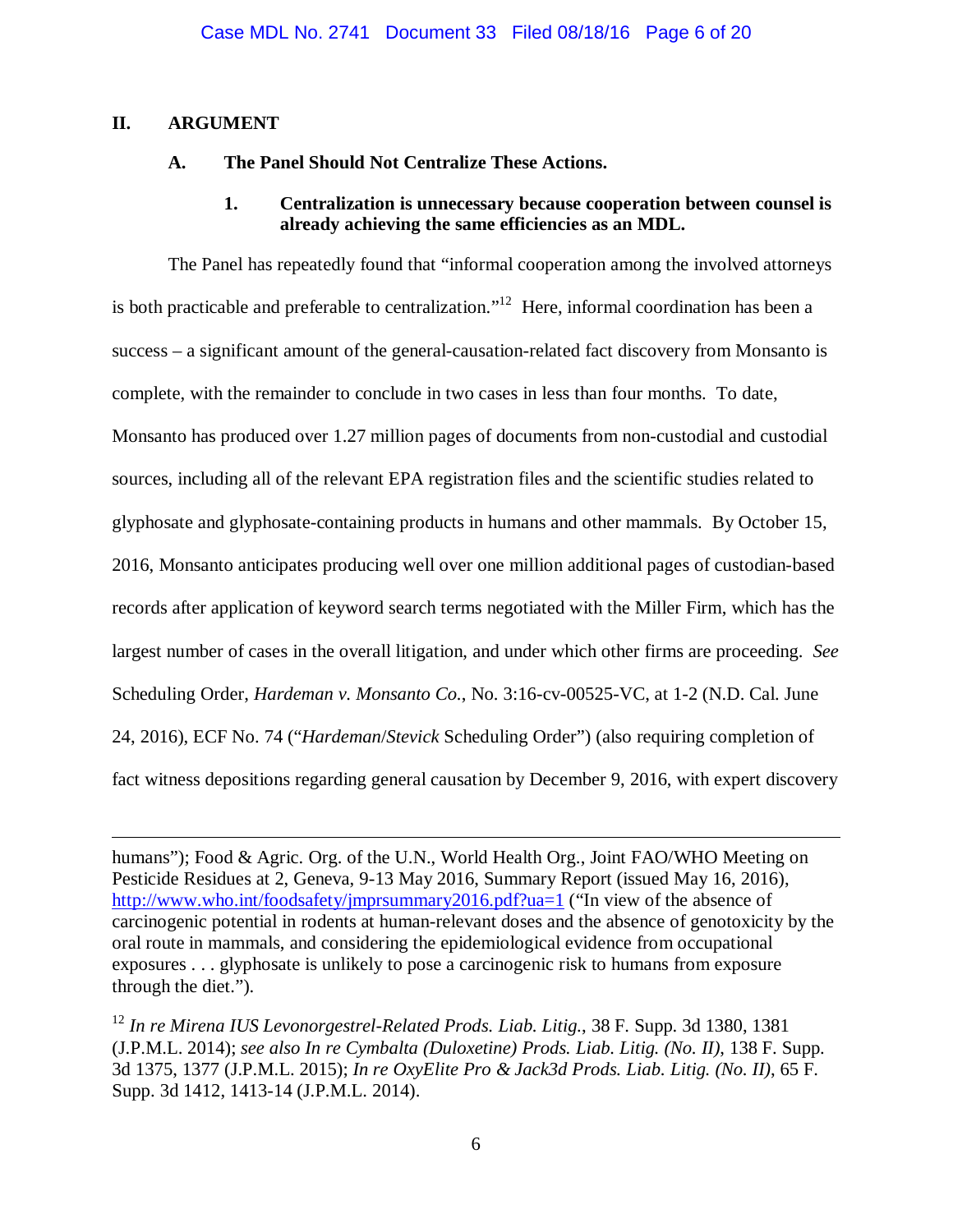## II. ARGUMENT

### A. The Panel Should Not Centralize These Actions.

#### 1. Centralization is unnecessary because cooperation between counsel is already achieving the same efficiencies as an MDL.

The Panel has repeatedly found that "informal cooperation among the involved attorneys is both practicable and preferable to centralization."[12] Here, informal coordination has been a success – a significant amount of the general-causation-related fact discovery from Monsanto is complete, with the remainder to conclude in two cases in less than four months. To date, Monsanto has produced over 1.27 million pages of documents from non-custodial and custodial sources, including all of the relevant EPA registration files and the scientific studies related to glyphosate and glyphosate-containing products in humans and other mammals. By October 15, 2016, Monsanto anticipates producing well over one million additional pages of custodian-based records after application of keyword search terms negotiated with the Miller Firm, which has the largest number of cases in the overall litigation, and under which other firms are proceeding. *See* Scheduling Order, *Hardeman v. Monsanto Co.*, No. 3:16-cv-00525-VC, at 1-2 (N.D. Cal. June 24, 2016), ECF No. 74 ("*Hardeman*/*Stevick* Scheduling Order") (also requiring completion of fact witness depositions regarding general causation by December 9, 2016, with expert discovery

---

humans"); Food & Agric. Org. of the U.N., World Health Org., Joint FAO/WHO Meeting on Pesticide Residues at 2, Geneva, 9-13 May 2016, Summary Report (issued May 16, 2016), http://www.who.int/foodsafety/jmprsummary2016.pdf?ua=1 ("In view of the absence of carcinogenic potential in rodents at human-relevant doses and the absence of genotoxicity by the oral route in mammals, and considering the epidemiological evidence from occupational exposures . . . glyphosate is unlikely to pose a carcinogenic risk to humans from exposure through the diet.").

[12] *In re Mirena IUS Levonorgestrel-Related Prods. Liab. Litig.*, 38 F. Supp. 3d 1380, 1381 (J.P.M.L. 2014); *see also In re Cymbalta (Duloxetine) Prods. Liab. Litig. (No. II)*, 138 F. Supp. 3d 1375, 1377 (J.P.M.L. 2015); *In re OxyElite Pro & Jack3d Prods. Liab. Litig. (No. II)*, 65 F. Supp. 3d 1412, 1413-14 (J.P.M.L. 2014).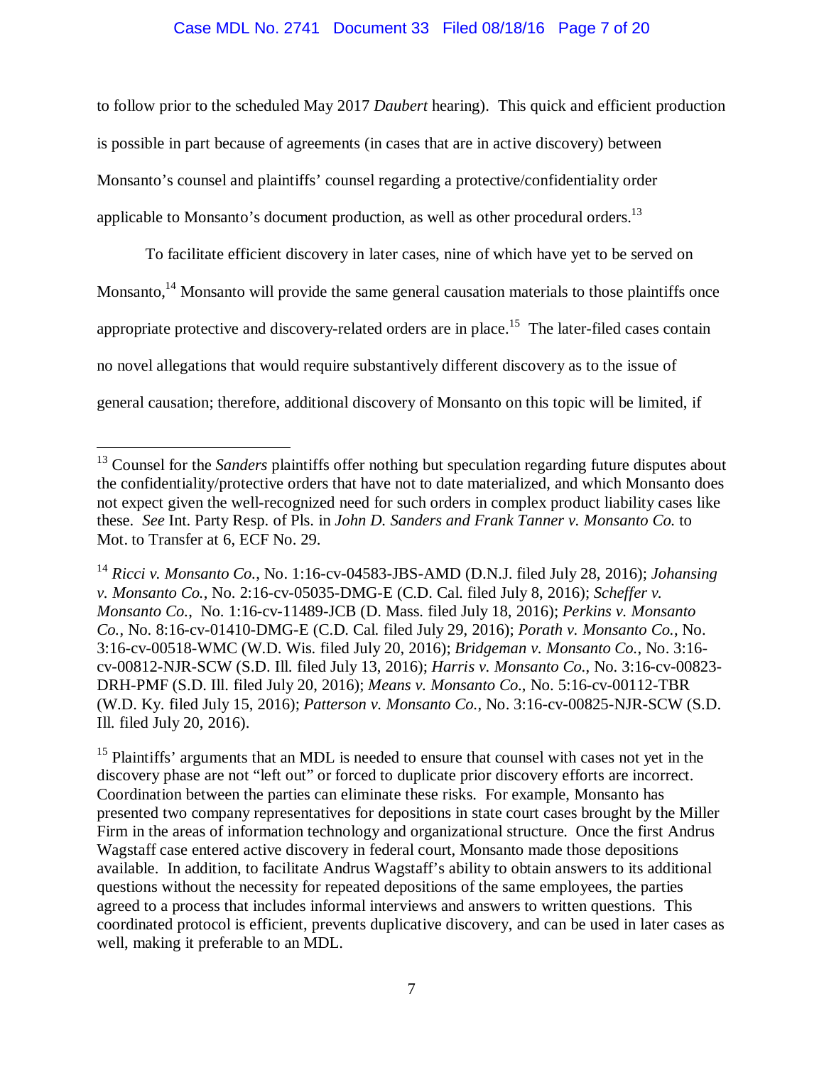to follow prior to the scheduled May 2017 *Daubert* hearing). This quick and efficient production is possible in part because of agreements (in cases that are in active discovery) between Monsanto's counsel and plaintiffs' counsel regarding a protective/confidentiality order applicable to Monsanto's document production, as well as other procedural orders.[13]

To facilitate efficient discovery in later cases, nine of which have yet to be served on Monsanto,[14] Monsanto will provide the same general causation materials to those plaintiffs once appropriate protective and discovery-related orders are in place.[15] The later-filed cases contain no novel allegations that would require substantively different discovery as to the issue of general causation; therefore, additional discovery of Monsanto on this topic will be limited, if

---

[13] Counsel for the *Sanders* plaintiffs offer nothing but speculation regarding future disputes about the confidentiality/protective orders that have not to date materialized, and which Monsanto does not expect given the well-recognized need for such orders in complex product liability cases like these. *See* Int. Party Resp. of Pls. in *John D. Sanders and Frank Tanner v. Monsanto Co.* to Mot. to Transfer at 6, ECF No. 29.

[14] *Ricci v. Monsanto Co.*, No. 1:16-cv-04583-JBS-AMD (D.N.J. filed July 28, 2016); *Johansing v. Monsanto Co.*, No. 2:16-cv-05035-DMG-E (C.D. Cal. filed July 8, 2016); *Scheffer v. Monsanto Co.*, No. 1:16-cv-11489-JCB (D. Mass. filed July 18, 2016); *Perkins v. Monsanto Co.*, No. 8:16-cv-01410-DMG-E (C.D. Cal. filed July 29, 2016); *Porath v. Monsanto Co.*, No. 3:16-cv-00518-WMC (W.D. Wis. filed July 20, 2016); *Bridgeman v. Monsanto Co.*, No. 3:16-cv-00812-NJR-SCW (S.D. Ill. filed July 13, 2016); *Harris v. Monsanto Co.*, No. 3:16-cv-00823-DRH-PMF (S.D. Ill. filed July 20, 2016); *Means v. Monsanto Co.*, No. 5:16-cv-00112-TBR (W.D. Ky. filed July 15, 2016); *Patterson v. Monsanto Co.*, No. 3:16-cv-00825-NJR-SCW (S.D. Ill. filed July 20, 2016).

[15] Plaintiffs' arguments that an MDL is needed to ensure that counsel with cases not yet in the discovery phase are not "left out" or forced to duplicate prior discovery efforts are incorrect. Coordination between the parties can eliminate these risks. For example, Monsanto has presented two company representatives for depositions in state court cases brought by the Miller Firm in the areas of information technology and organizational structure. Once the first Andrus Wagstaff case entered active discovery in federal court, Monsanto made those depositions available. In addition, to facilitate Andrus Wagstaff's ability to obtain answers to its additional questions without the necessity for repeated depositions of the same employees, the parties agreed to a process that includes informal interviews and answers to written questions. This coordinated protocol is efficient, prevents duplicative discovery, and can be used in later cases as well, making it preferable to an MDL.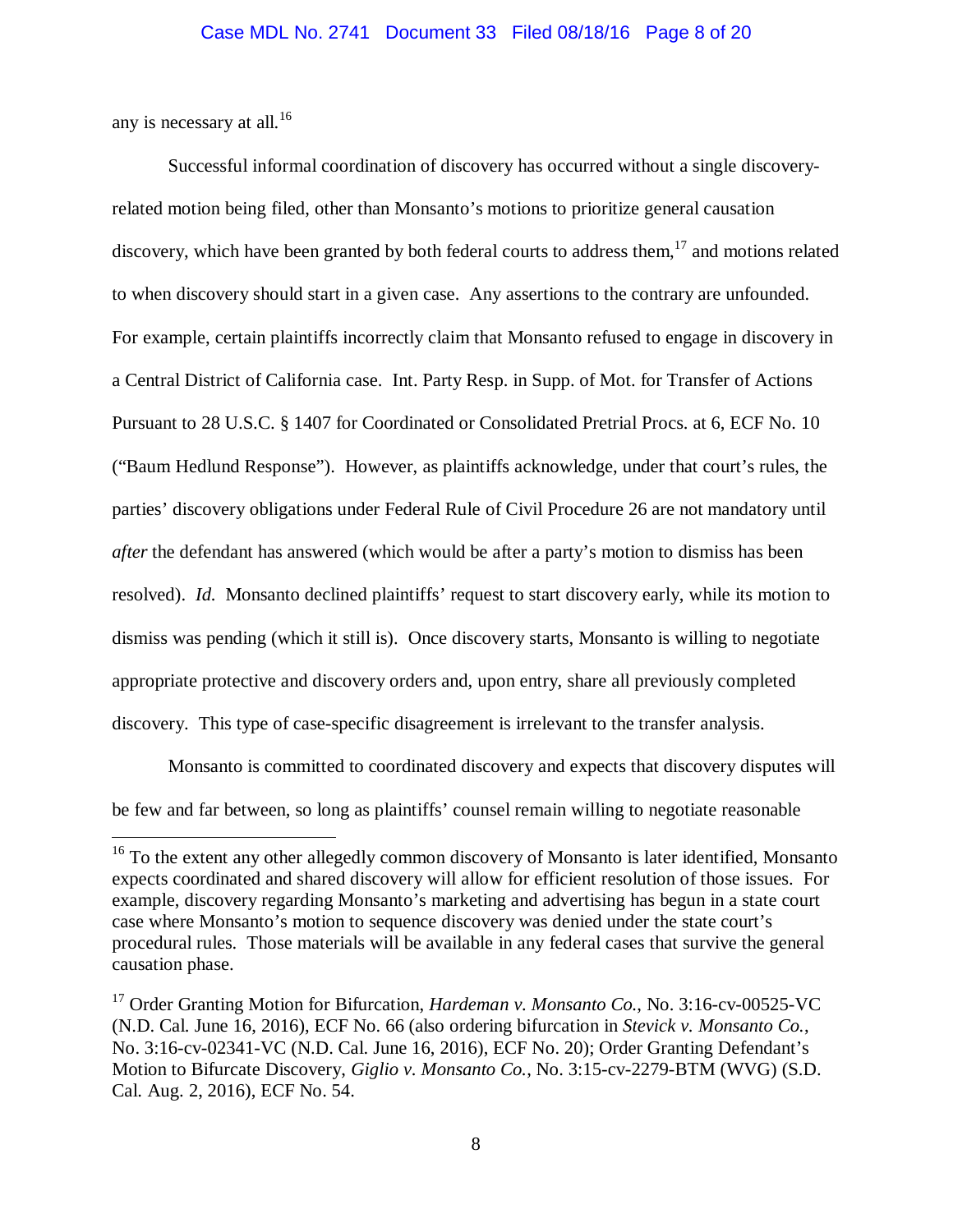any is necessary at all.[16]

Successful informal coordination of discovery has occurred without a single discovery-related motion being filed, other than Monsanto's motions to prioritize general causation discovery, which have been granted by both federal courts to address them,[17] and motions related to when discovery should start in a given case. Any assertions to the contrary are unfounded. For example, certain plaintiffs incorrectly claim that Monsanto refused to engage in discovery in a Central District of California case. Int. Party Resp. in Supp. of Mot. for Transfer of Actions Pursuant to 28 U.S.C. § 1407 for Coordinated or Consolidated Pretrial Procs. at 6, ECF No. 10 ("Baum Hedlund Response"). However, as plaintiffs acknowledge, under that court's rules, the parties' discovery obligations under Federal Rule of Civil Procedure 26 are not mandatory until *after* the defendant has answered (which would be after a party's motion to dismiss has been resolved). *Id.* Monsanto declined plaintiffs' request to start discovery early, while its motion to dismiss was pending (which it still is). Once discovery starts, Monsanto is willing to negotiate appropriate protective and discovery orders and, upon entry, share all previously completed discovery. This type of case-specific disagreement is irrelevant to the transfer analysis.

Monsanto is committed to coordinated discovery and expects that discovery disputes will be few and far between, so long as plaintiffs' counsel remain willing to negotiate reasonable

[16] To the extent any other allegedly common discovery of Monsanto is later identified, Monsanto expects coordinated and shared discovery will allow for efficient resolution of those issues. For example, discovery regarding Monsanto's marketing and advertising has begun in a state court case where Monsanto's motion to sequence discovery was denied under the state court's procedural rules. Those materials will be available in any federal cases that survive the general causation phase.

[17] Order Granting Motion for Bifurcation, *Hardeman v. Monsanto Co.*, No. 3:16-cv-00525-VC (N.D. Cal. June 16, 2016), ECF No. 66 (also ordering bifurcation in *Stevick v. Monsanto Co.*, No. 3:16-cv-02341-VC (N.D. Cal. June 16, 2016), ECF No. 20); Order Granting Defendant's Motion to Bifurcate Discovery, *Giglio v. Monsanto Co.*, No. 3:15-cv-2279-BTM (WVG) (S.D. Cal. Aug. 2, 2016), ECF No. 54.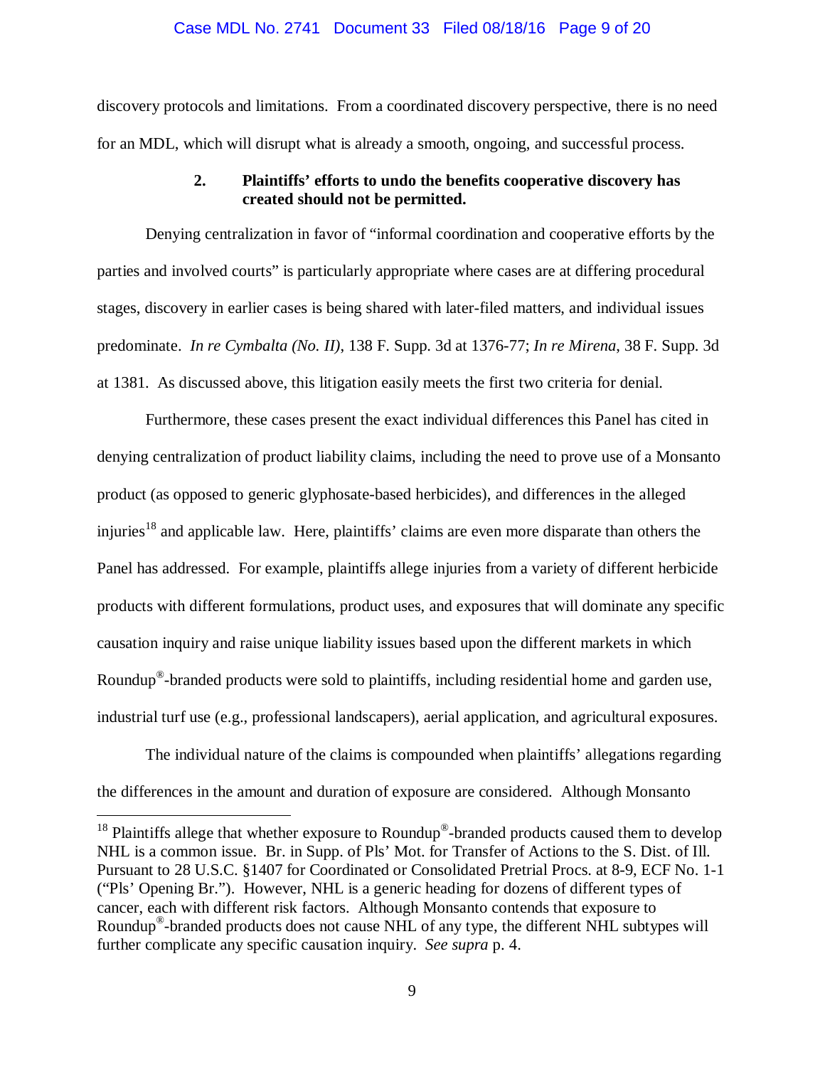discovery protocols and limitations. From a coordinated discovery perspective, there is no need for an MDL, which will disrupt what is already a smooth, ongoing, and successful process.

### 2. Plaintiffs' efforts to undo the benefits cooperative discovery has created should not be permitted.

Denying centralization in favor of "informal coordination and cooperative efforts by the parties and involved courts" is particularly appropriate where cases are at differing procedural stages, discovery in earlier cases is being shared with later-filed matters, and individual issues predominate. *In re Cymbalta (No. II)*, 138 F. Supp. 3d at 1376-77; *In re Mirena*, 38 F. Supp. 3d at 1381. As discussed above, this litigation easily meets the first two criteria for denial.

Furthermore, these cases present the exact individual differences this Panel has cited in denying centralization of product liability claims, including the need to prove use of a Monsanto product (as opposed to generic glyphosate-based herbicides), and differences in the alleged injuries[18] and applicable law. Here, plaintiffs' claims are even more disparate than others the Panel has addressed. For example, plaintiffs allege injuries from a variety of different herbicide products with different formulations, product uses, and exposures that will dominate any specific causation inquiry and raise unique liability issues based upon the different markets in which Roundup®-branded products were sold to plaintiffs, including residential home and garden use, industrial turf use (e.g., professional landscapers), aerial application, and agricultural exposures.

The individual nature of the claims is compounded when plaintiffs' allegations regarding the differences in the amount and duration of exposure are considered. Although Monsanto

---

[18] Plaintiffs allege that whether exposure to Roundup®-branded products caused them to develop NHL is a common issue. Br. in Supp. of Pls' Mot. for Transfer of Actions to the S. Dist. of Ill. Pursuant to 28 U.S.C. §1407 for Coordinated or Consolidated Pretrial Procs. at 8-9, ECF No. 1-1 ("Pls' Opening Br."). However, NHL is a generic heading for dozens of different types of cancer, each with different risk factors. Although Monsanto contends that exposure to Roundup®-branded products does not cause NHL of any type, the different NHL subtypes will further complicate any specific causation inquiry. *See supra* p. 4.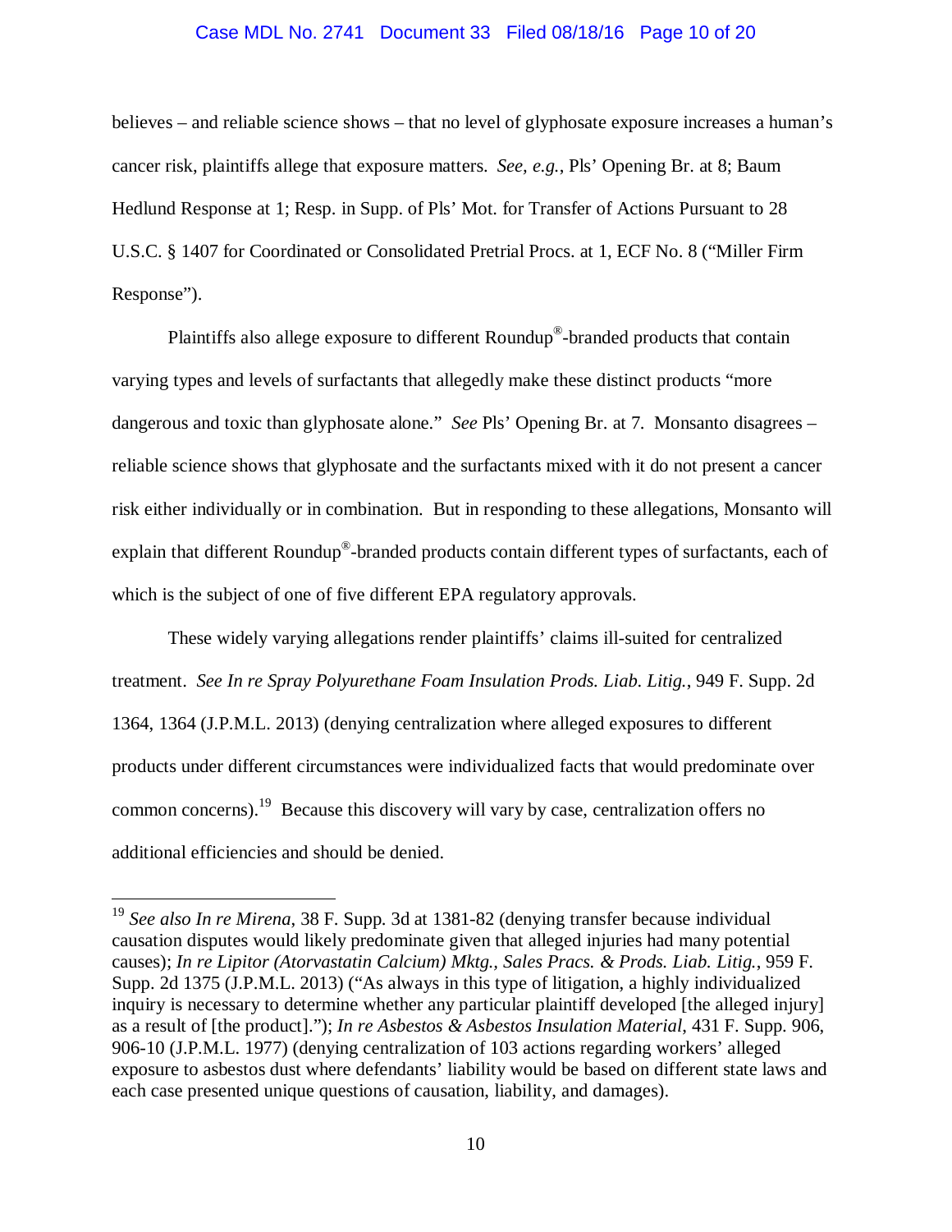believes – and reliable science shows – that no level of glyphosate exposure increases a human's cancer risk, plaintiffs allege that exposure matters. *See, e.g.*, Pls' Opening Br. at 8; Baum Hedlund Response at 1; Resp. in Supp. of Pls' Mot. for Transfer of Actions Pursuant to 28 U.S.C. § 1407 for Coordinated or Consolidated Pretrial Procs. at 1, ECF No. 8 ("Miller Firm Response").

Plaintiffs also allege exposure to different Roundup®-branded products that contain varying types and levels of surfactants that allegedly make these distinct products "more dangerous and toxic than glyphosate alone." *See* Pls' Opening Br. at 7. Monsanto disagrees – reliable science shows that glyphosate and the surfactants mixed with it do not present a cancer risk either individually or in combination. But in responding to these allegations, Monsanto will explain that different Roundup®-branded products contain different types of surfactants, each of which is the subject of one of five different EPA regulatory approvals.

These widely varying allegations render plaintiffs' claims ill-suited for centralized treatment. *See In re Spray Polyurethane Foam Insulation Prods. Liab. Litig.*, 949 F. Supp. 2d 1364, 1364 (J.P.M.L. 2013) (denying centralization where alleged exposures to different products under different circumstances were individualized facts that would predominate over common concerns).[19] Because this discovery will vary by case, centralization offers no additional efficiencies and should be denied.

---

[19] *See also In re Mirena*, 38 F. Supp. 3d at 1381-82 (denying transfer because individual causation disputes would likely predominate given that alleged injuries had many potential causes); *In re Lipitor (Atorvastatin Calcium) Mktg., Sales Pracs. & Prods. Liab. Litig.*, 959 F. Supp. 2d 1375 (J.P.M.L. 2013) ("As always in this type of litigation, a highly individualized inquiry is necessary to determine whether any particular plaintiff developed [the alleged injury] as a result of [the product]."); *In re Asbestos & Asbestos Insulation Material*, 431 F. Supp. 906, 906-10 (J.P.M.L. 1977) (denying centralization of 103 actions regarding workers' alleged exposure to asbestos dust where defendants' liability would be based on different state laws and each case presented unique questions of causation, liability, and damages).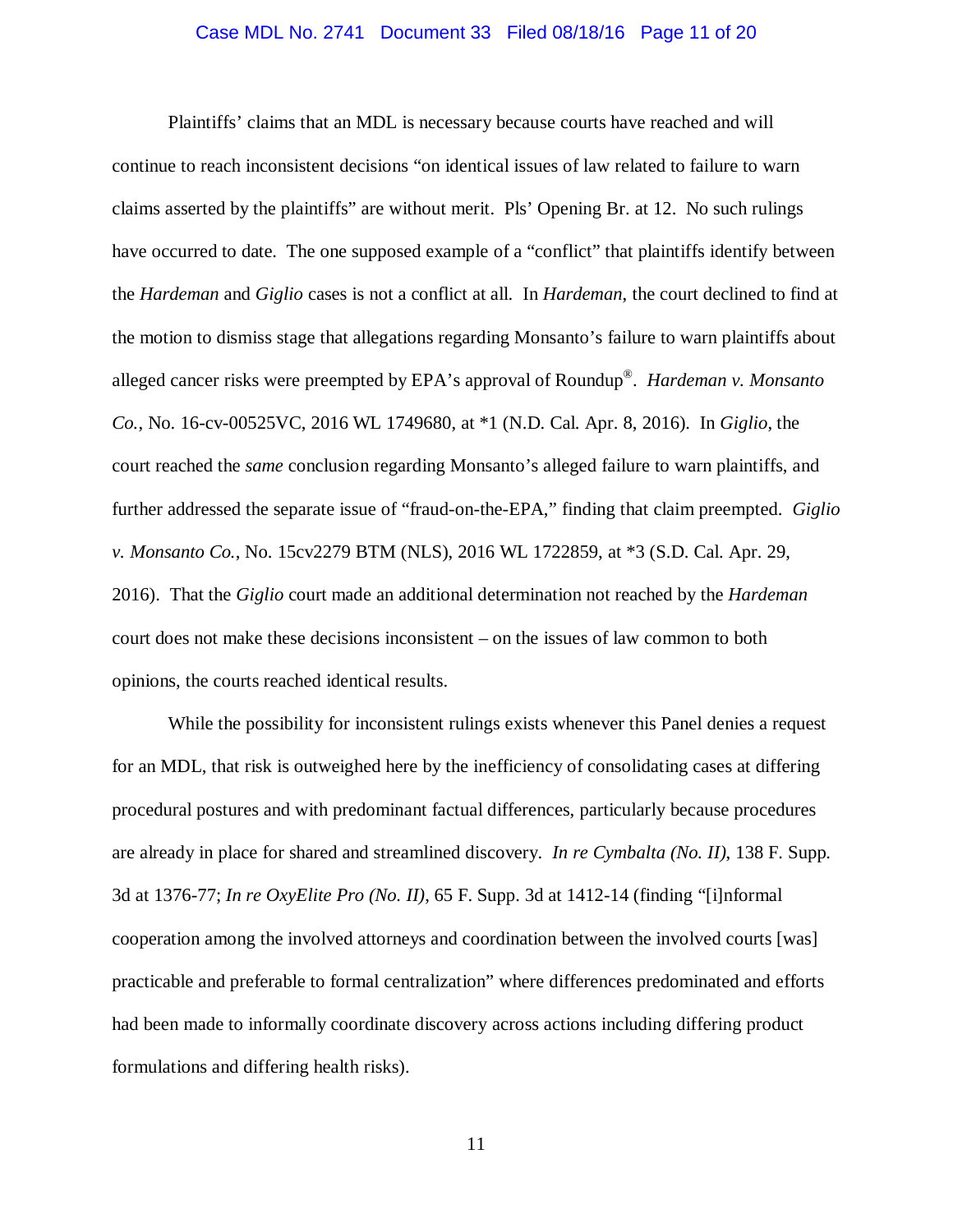Plaintiffs' claims that an MDL is necessary because courts have reached and will continue to reach inconsistent decisions "on identical issues of law related to failure to warn claims asserted by the plaintiffs" are without merit. Pls' Opening Br. at 12. No such rulings have occurred to date. The one supposed example of a "conflict" that plaintiffs identify between the *Hardeman* and *Giglio* cases is not a conflict at all. In *Hardeman*, the court declined to find at the motion to dismiss stage that allegations regarding Monsanto's failure to warn plaintiffs about alleged cancer risks were preempted by EPA's approval of Roundup®. *Hardeman v. Monsanto Co.*, No. 16-cv-00525VC, 2016 WL 1749680, at *1 (N.D. Cal. Apr. 8, 2016). In *Giglio*, the court reached the *same* conclusion regarding Monsanto's alleged failure to warn plaintiffs, and further addressed the separate issue of "fraud-on-the-EPA," finding that claim preempted. *Giglio v. Monsanto Co.*, No. 15cv2279 BTM (NLS), 2016 WL 1722859, at *3 (S.D. Cal. Apr. 29, 2016). That the *Giglio* court made an additional determination not reached by the *Hardeman* court does not make these decisions inconsistent – on the issues of law common to both opinions, the courts reached identical results.

While the possibility for inconsistent rulings exists whenever this Panel denies a request for an MDL, that risk is outweighed here by the inefficiency of consolidating cases at differing procedural postures and with predominant factual differences, particularly because procedures are already in place for shared and streamlined discovery. *In re Cymbalta (No. II)*, 138 F. Supp. 3d at 1376-77; *In re OxyElite Pro (No. II)*, 65 F. Supp. 3d at 1412-14 (finding "[i]nformal cooperation among the involved attorneys and coordination between the involved courts [was] practicable and preferable to formal centralization" where differences predominated and efforts had been made to informally coordinate discovery across actions including differing product formulations and differing health risks).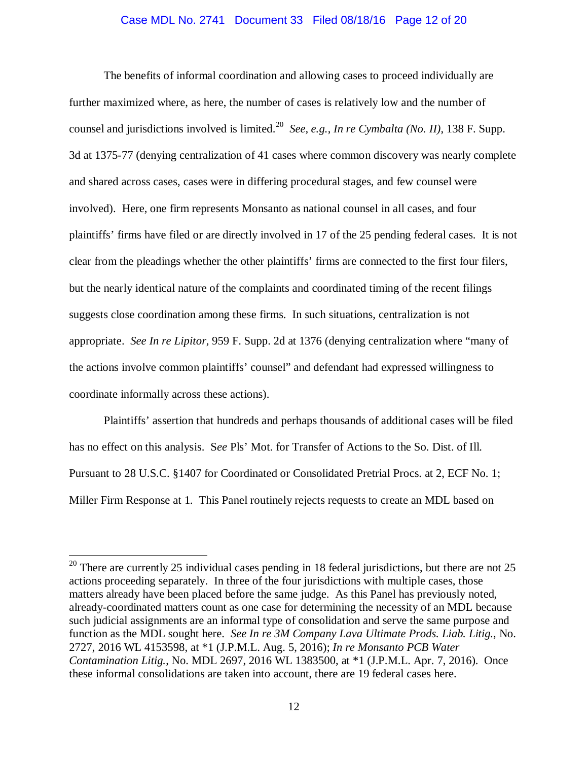The benefits of informal coordination and allowing cases to proceed individually are further maximized where, as here, the number of cases is relatively low and the number of counsel and jurisdictions involved is limited.[20] *See, e.g.*, *In re Cymbalta (No. II)*, 138 F. Supp. 3d at 1375-77 (denying centralization of 41 cases where common discovery was nearly complete and shared across cases, cases were in differing procedural stages, and few counsel were involved). Here, one firm represents Monsanto as national counsel in all cases, and four plaintiffs' firms have filed or are directly involved in 17 of the 25 pending federal cases. It is not clear from the pleadings whether the other plaintiffs' firms are connected to the first four filers, but the nearly identical nature of the complaints and coordinated timing of the recent filings suggests close coordination among these firms. In such situations, centralization is not appropriate. *See In re Lipitor*, 959 F. Supp. 2d at 1376 (denying centralization where "many of the actions involve common plaintiffs' counsel" and defendant had expressed willingness to coordinate informally across these actions).

Plaintiffs' assertion that hundreds and perhaps thousands of additional cases will be filed has no effect on this analysis. S*ee* Pls' Mot. for Transfer of Actions to the So. Dist. of Ill. Pursuant to 28 U.S.C. §1407 for Coordinated or Consolidated Pretrial Procs. at 2, ECF No. 1; Miller Firm Response at 1. This Panel routinely rejects requests to create an MDL based on

---

[20] There are currently 25 individual cases pending in 18 federal jurisdictions, but there are not 25 actions proceeding separately. In three of the four jurisdictions with multiple cases, those matters already have been placed before the same judge. As this Panel has previously noted, already-coordinated matters count as one case for determining the necessity of an MDL because such judicial assignments are an informal type of consolidation and serve the same purpose and function as the MDL sought here. *See In re 3M Company Lava Ultimate Prods. Liab. Litig.*, No. 2727, 2016 WL 4153598, at *1 (J.P.M.L. Aug. 5, 2016); *In re Monsanto PCB Water Contamination Litig.*, No. MDL 2697, 2016 WL 1383500, at *1 (J.P.M.L. Apr. 7, 2016). Once these informal consolidations are taken into account, there are 19 federal cases here.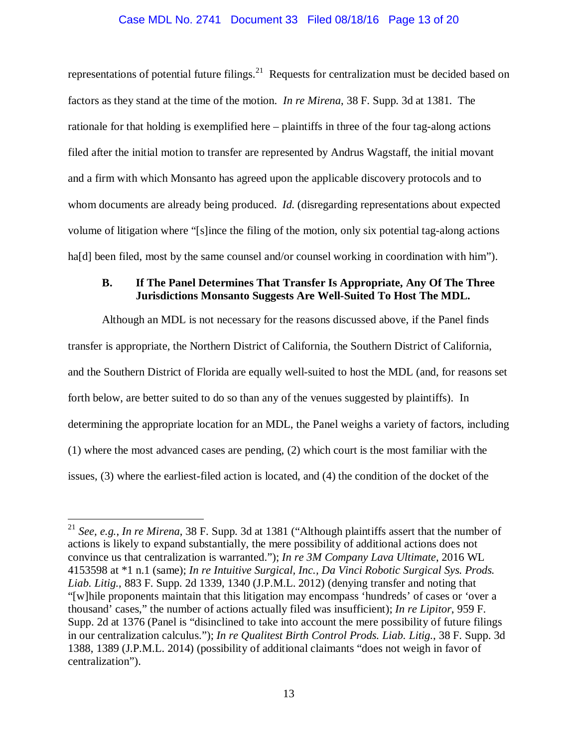representations of potential future filings.[21] Requests for centralization must be decided based on factors as they stand at the time of the motion. *In re Mirena*, 38 F. Supp. 3d at 1381. The rationale for that holding is exemplified here – plaintiffs in three of the four tag-along actions filed after the initial motion to transfer are represented by Andrus Wagstaff, the initial movant and a firm with which Monsanto has agreed upon the applicable discovery protocols and to whom documents are already being produced. *Id.* (disregarding representations about expected volume of litigation where "[s]ince the filing of the motion, only six potential tag-along actions ha[d] been filed, most by the same counsel and/or counsel working in coordination with him").

### B. If The Panel Determines That Transfer Is Appropriate, Any Of The Three Jurisdictions Monsanto Suggests Are Well-Suited To Host The MDL.

Although an MDL is not necessary for the reasons discussed above, if the Panel finds transfer is appropriate, the Northern District of California, the Southern District of California, and the Southern District of Florida are equally well-suited to host the MDL (and, for reasons set forth below, are better suited to do so than any of the venues suggested by plaintiffs). In determining the appropriate location for an MDL, the Panel weighs a variety of factors, including (1) where the most advanced cases are pending, (2) which court is the most familiar with the issues, (3) where the earliest-filed action is located, and (4) the condition of the docket of the

---

[21] *See, e.g.*, *In re Mirena*, 38 F. Supp. 3d at 1381 ("Although plaintiffs assert that the number of actions is likely to expand substantially, the mere possibility of additional actions does not convince us that centralization is warranted."); *In re 3M Company Lava Ultimate*, 2016 WL 4153598 at *1 n.1 (same); *In re Intuitive Surgical, Inc., Da Vinci Robotic Surgical Sys. Prods. Liab. Litig.*, 883 F. Supp. 2d 1339, 1340 (J.P.M.L. 2012) (denying transfer and noting that "[w]hile proponents maintain that this litigation may encompass 'hundreds' of cases or 'over a thousand' cases," the number of actions actually filed was insufficient); *In re Lipitor*, 959 F. Supp. 2d at 1376 (Panel is "disinclined to take into account the mere possibility of future filings in our centralization calculus."); *In re Qualitest Birth Control Prods. Liab. Litig.*, 38 F. Supp. 3d 1388, 1389 (J.P.M.L. 2014) (possibility of additional claimants "does not weigh in favor of centralization").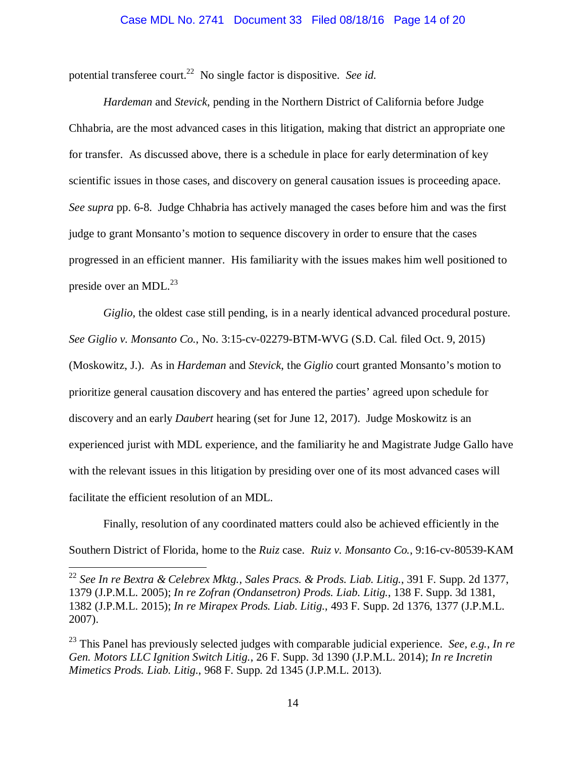potential transferee court.[22] No single factor is dispositive. *See id.*

*Hardeman* and *Stevick*, pending in the Northern District of California before Judge Chhabria, are the most advanced cases in this litigation, making that district an appropriate one for transfer. As discussed above, there is a schedule in place for early determination of key scientific issues in those cases, and discovery on general causation issues is proceeding apace. *See supra* pp. 6-8. Judge Chhabria has actively managed the cases before him and was the first judge to grant Monsanto's motion to sequence discovery in order to ensure that the cases progressed in an efficient manner. His familiarity with the issues makes him well positioned to preside over an MDL.[23]

*Giglio*, the oldest case still pending, is in a nearly identical advanced procedural posture. *See Giglio v. Monsanto Co.*, No. 3:15-cv-02279-BTM-WVG (S.D. Cal. filed Oct. 9, 2015) (Moskowitz, J.). As in *Hardeman* and *Stevick*, the *Giglio* court granted Monsanto's motion to prioritize general causation discovery and has entered the parties' agreed upon schedule for discovery and an early *Daubert* hearing (set for June 12, 2017). Judge Moskowitz is an experienced jurist with MDL experience, and the familiarity he and Magistrate Judge Gallo have with the relevant issues in this litigation by presiding over one of its most advanced cases will facilitate the efficient resolution of an MDL.

Finally, resolution of any coordinated matters could also be achieved efficiently in the Southern District of Florida, home to the *Ruiz* case. *Ruiz v. Monsanto Co.*, 9:16-cv-80539-KAM

---

[22] *See In re Bextra & Celebrex Mktg., Sales Pracs. & Prods. Liab. Litig.*, 391 F. Supp. 2d 1377, 1379 (J.P.M.L. 2005); *In re Zofran (Ondansetron) Prods. Liab. Litig.*, 138 F. Supp. 3d 1381, 1382 (J.P.M.L. 2015); *In re Mirapex Prods. Liab. Litig.*, 493 F. Supp. 2d 1376, 1377 (J.P.M.L. 2007).

[23] This Panel has previously selected judges with comparable judicial experience. *See, e.g.*, *In re Gen. Motors LLC Ignition Switch Litig.*, 26 F. Supp. 3d 1390 (J.P.M.L. 2014); *In re Incretin Mimetics Prods. Liab. Litig.*, 968 F. Supp. 2d 1345 (J.P.M.L. 2013).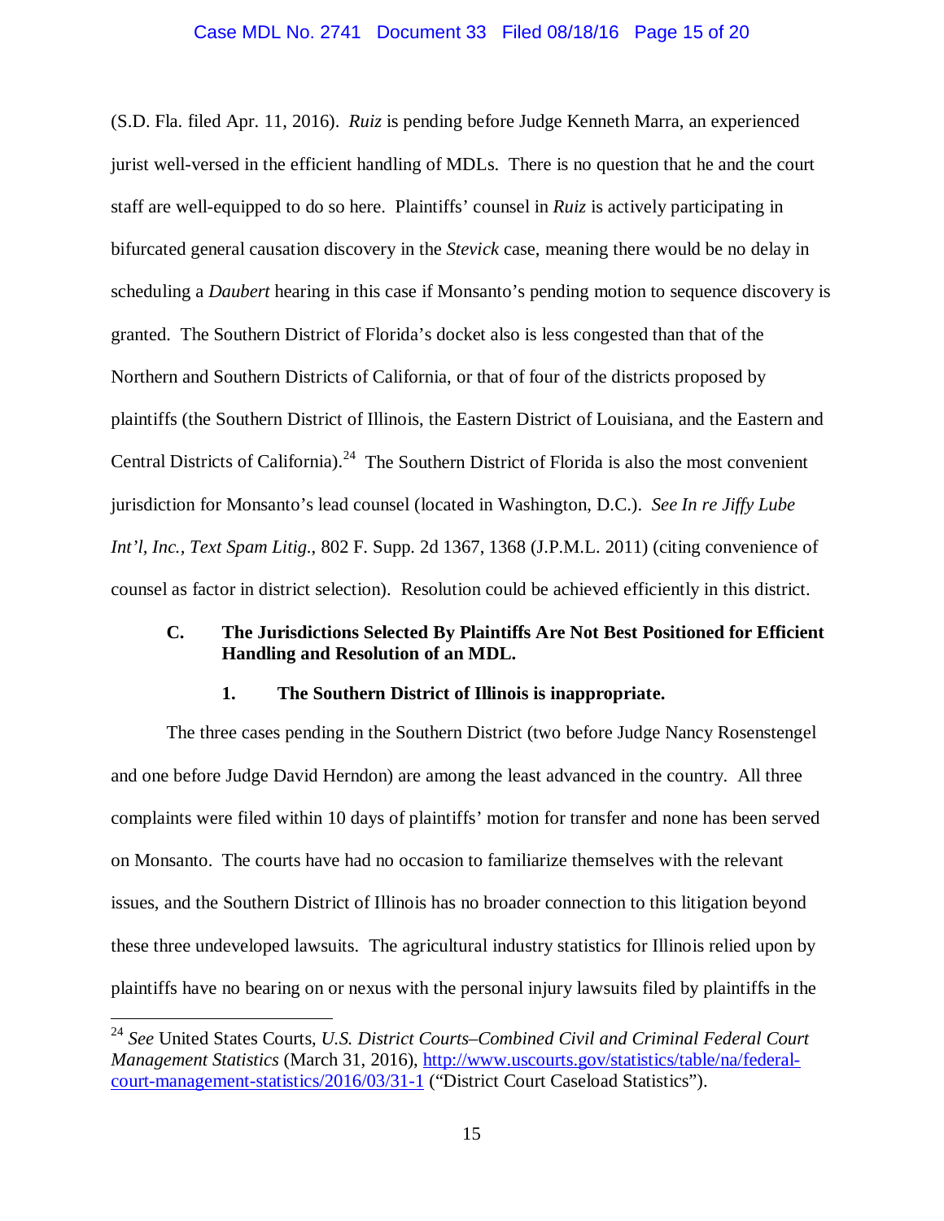(S.D. Fla. filed Apr. 11, 2016). *Ruiz* is pending before Judge Kenneth Marra, an experienced jurist well-versed in the efficient handling of MDLs. There is no question that he and the court staff are well-equipped to do so here. Plaintiffs' counsel in *Ruiz* is actively participating in bifurcated general causation discovery in the *Stevick* case, meaning there would be no delay in scheduling a *Daubert* hearing in this case if Monsanto's pending motion to sequence discovery is granted. The Southern District of Florida's docket also is less congested than that of the Northern and Southern Districts of California, or that of four of the districts proposed by plaintiffs (the Southern District of Illinois, the Eastern District of Louisiana, and the Eastern and Central Districts of California).[24] The Southern District of Florida is also the most convenient jurisdiction for Monsanto's lead counsel (located in Washington, D.C.). *See In re Jiffy Lube Int'l, Inc., Text Spam Litig.*, 802 F. Supp. 2d 1367, 1368 (J.P.M.L. 2011) (citing convenience of counsel as factor in district selection). Resolution could be achieved efficiently in this district.

### C. The Jurisdictions Selected By Plaintiffs Are Not Best Positioned for Efficient Handling and Resolution of an MDL.

#### 1. The Southern District of Illinois is inappropriate.

The three cases pending in the Southern District (two before Judge Nancy Rosenstengel and one before Judge David Herndon) are among the least advanced in the country. All three complaints were filed within 10 days of plaintiffs' motion for transfer and none has been served on Monsanto. The courts have had no occasion to familiarize themselves with the relevant issues, and the Southern District of Illinois has no broader connection to this litigation beyond these three undeveloped lawsuits. The agricultural industry statistics for Illinois relied upon by plaintiffs have no bearing on or nexus with the personal injury lawsuits filed by plaintiffs in the

---

[24] *See* United States Courts, *U.S. District Courts–Combined Civil and Criminal Federal Court Management Statistics* (March 31, 2016), http://www.uscourts.gov/statistics/table/na/federal-court-management-statistics/2016/03/31-1 ("District Court Caseload Statistics").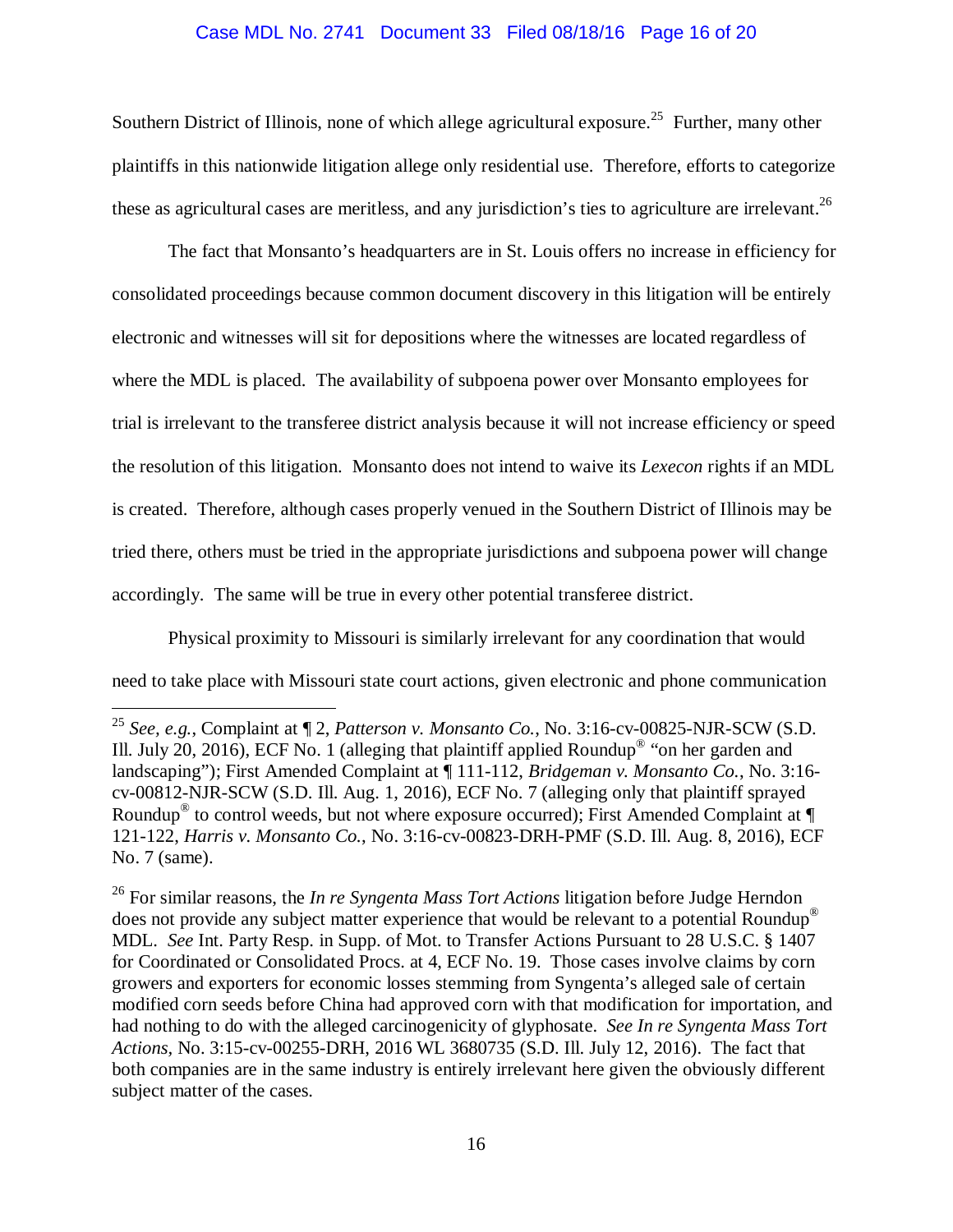Southern District of Illinois, none of which allege agricultural exposure.[25] Further, many other plaintiffs in this nationwide litigation allege only residential use. Therefore, efforts to categorize these as agricultural cases are meritless, and any jurisdiction's ties to agriculture are irrelevant.[26]

The fact that Monsanto's headquarters are in St. Louis offers no increase in efficiency for consolidated proceedings because common document discovery in this litigation will be entirely electronic and witnesses will sit for depositions where the witnesses are located regardless of where the MDL is placed. The availability of subpoena power over Monsanto employees for trial is irrelevant to the transferee district analysis because it will not increase efficiency or speed the resolution of this litigation. Monsanto does not intend to waive its *Lexecon* rights if an MDL is created. Therefore, although cases properly venued in the Southern District of Illinois may be tried there, others must be tried in the appropriate jurisdictions and subpoena power will change accordingly. The same will be true in every other potential transferee district.

Physical proximity to Missouri is similarly irrelevant for any coordination that would need to take place with Missouri state court actions, given electronic and phone communication

---

[25] *See, e.g.*, Complaint at ¶ 2, *Patterson v. Monsanto Co.*, No. 3:16-cv-00825-NJR-SCW (S.D. Ill. July 20, 2016), ECF No. 1 (alleging that plaintiff applied Roundup® "on her garden and landscaping"); First Amended Complaint at ¶ 111-112, *Bridgeman v. Monsanto Co.*, No. 3:16-cv-00812-NJR-SCW (S.D. Ill. Aug. 1, 2016), ECF No. 7 (alleging only that plaintiff sprayed Roundup® to control weeds, but not where exposure occurred); First Amended Complaint at ¶ 121-122, *Harris v. Monsanto Co.*, No. 3:16-cv-00823-DRH-PMF (S.D. Ill. Aug. 8, 2016), ECF No. 7 (same).

[26] For similar reasons, the *In re Syngenta Mass Tort Actions* litigation before Judge Herndon does not provide any subject matter experience that would be relevant to a potential Roundup® MDL. *See* Int. Party Resp. in Supp. of Mot. to Transfer Actions Pursuant to 28 U.S.C. § 1407 for Coordinated or Consolidated Procs. at 4, ECF No. 19. Those cases involve claims by corn growers and exporters for economic losses stemming from Syngenta's alleged sale of certain modified corn seeds before China had approved corn with that modification for importation, and had nothing to do with the alleged carcinogenicity of glyphosate. *See In re Syngenta Mass Tort Actions*, No. 3:15-cv-00255-DRH, 2016 WL 3680735 (S.D. Ill. July 12, 2016). The fact that both companies are in the same industry is entirely irrelevant here given the obviously different subject matter of the cases.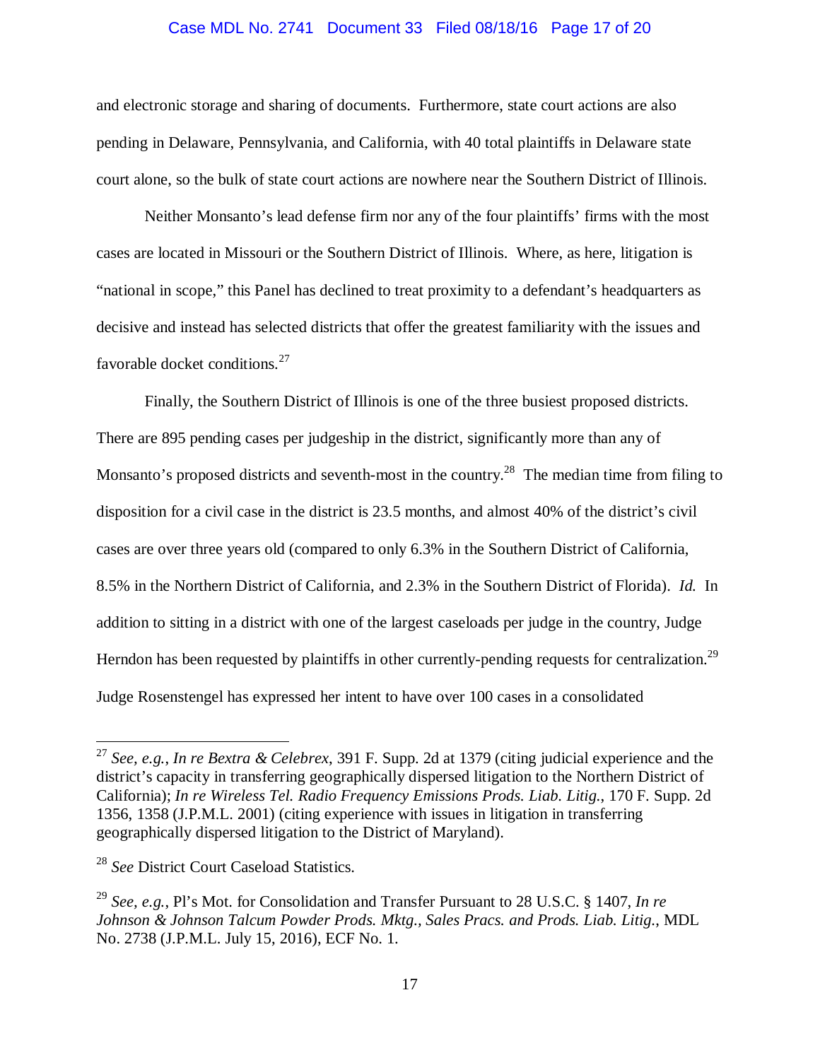and electronic storage and sharing of documents. Furthermore, state court actions are also pending in Delaware, Pennsylvania, and California, with 40 total plaintiffs in Delaware state court alone, so the bulk of state court actions are nowhere near the Southern District of Illinois.

Neither Monsanto's lead defense firm nor any of the four plaintiffs' firms with the most cases are located in Missouri or the Southern District of Illinois. Where, as here, litigation is "national in scope," this Panel has declined to treat proximity to a defendant's headquarters as decisive and instead has selected districts that offer the greatest familiarity with the issues and favorable docket conditions.[27]

Finally, the Southern District of Illinois is one of the three busiest proposed districts. There are 895 pending cases per judgeship in the district, significantly more than any of Monsanto's proposed districts and seventh-most in the country.[28] The median time from filing to disposition for a civil case in the district is 23.5 months, and almost 40% of the district's civil cases are over three years old (compared to only 6.3% in the Southern District of California, 8.5% in the Northern District of California, and 2.3% in the Southern District of Florida). *Id.* In addition to sitting in a district with one of the largest caseloads per judge in the country, Judge Herndon has been requested by plaintiffs in other currently-pending requests for centralization.[29] Judge Rosenstengel has expressed her intent to have over 100 cases in a consolidated

---

[27] *See, e.g.*, *In re Bextra & Celebrex*, 391 F. Supp. 2d at 1379 (citing judicial experience and the district's capacity in transferring geographically dispersed litigation to the Northern District of California); *In re Wireless Tel. Radio Frequency Emissions Prods. Liab. Litig.*, 170 F. Supp. 2d 1356, 1358 (J.P.M.L. 2001) (citing experience with issues in litigation in transferring geographically dispersed litigation to the District of Maryland).

[28] *See* District Court Caseload Statistics.

[29] *See, e.g.*, Pl's Mot. for Consolidation and Transfer Pursuant to 28 U.S.C. § 1407, *In re Johnson & Johnson Talcum Powder Prods. Mktg., Sales Pracs. and Prods. Liab. Litig.*, MDL No. 2738 (J.P.M.L. July 15, 2016), ECF No. 1.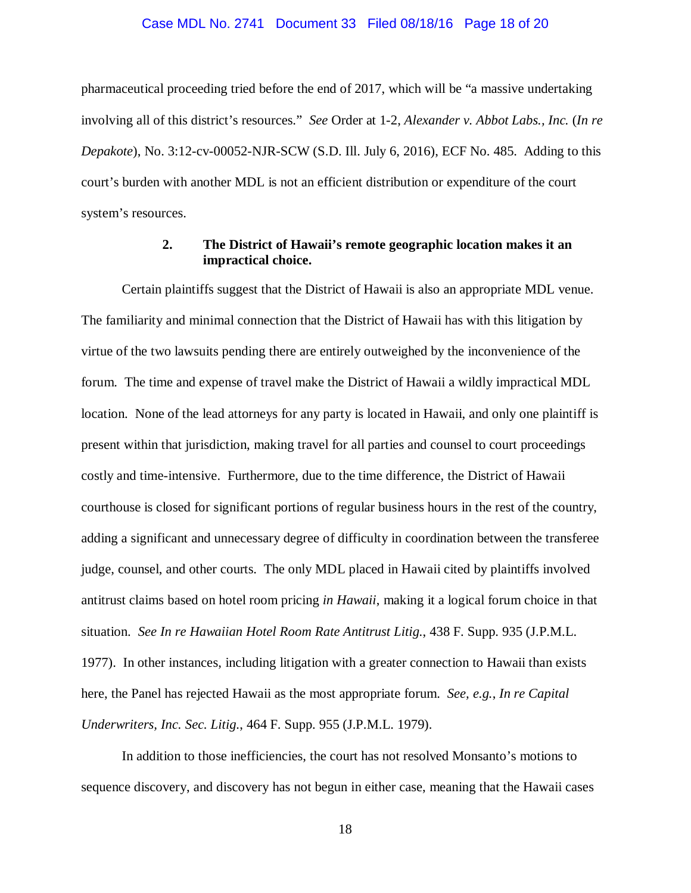pharmaceutical proceeding tried before the end of 2017, which will be "a massive undertaking involving all of this district's resources." *See* Order at 1-2, *Alexander v. Abbot Labs., Inc.* (*In re Depakote*), No. 3:12-cv-00052-NJR-SCW (S.D. Ill. July 6, 2016), ECF No. 485. Adding to this court's burden with another MDL is not an efficient distribution or expenditure of the court system's resources.

**2. The District of Hawaii's remote geographic location makes it an impractical choice.**

Certain plaintiffs suggest that the District of Hawaii is also an appropriate MDL venue. The familiarity and minimal connection that the District of Hawaii has with this litigation by virtue of the two lawsuits pending there are entirely outweighed by the inconvenience of the forum. The time and expense of travel make the District of Hawaii a wildly impractical MDL location. None of the lead attorneys for any party is located in Hawaii, and only one plaintiff is present within that jurisdiction, making travel for all parties and counsel to court proceedings costly and time-intensive. Furthermore, due to the time difference, the District of Hawaii courthouse is closed for significant portions of regular business hours in the rest of the country, adding a significant and unnecessary degree of difficulty in coordination between the transferee judge, counsel, and other courts. The only MDL placed in Hawaii cited by plaintiffs involved antitrust claims based on hotel room pricing *in Hawaii*, making it a logical forum choice in that situation. *See In re Hawaiian Hotel Room Rate Antitrust Litig.*, 438 F. Supp. 935 (J.P.M.L. 1977). In other instances, including litigation with a greater connection to Hawaii than exists here, the Panel has rejected Hawaii as the most appropriate forum. *See, e.g.*, *In re Capital Underwriters, Inc. Sec. Litig.*, 464 F. Supp. 955 (J.P.M.L. 1979).

In addition to those inefficiencies, the court has not resolved Monsanto's motions to sequence discovery, and discovery has not begun in either case, meaning that the Hawaii cases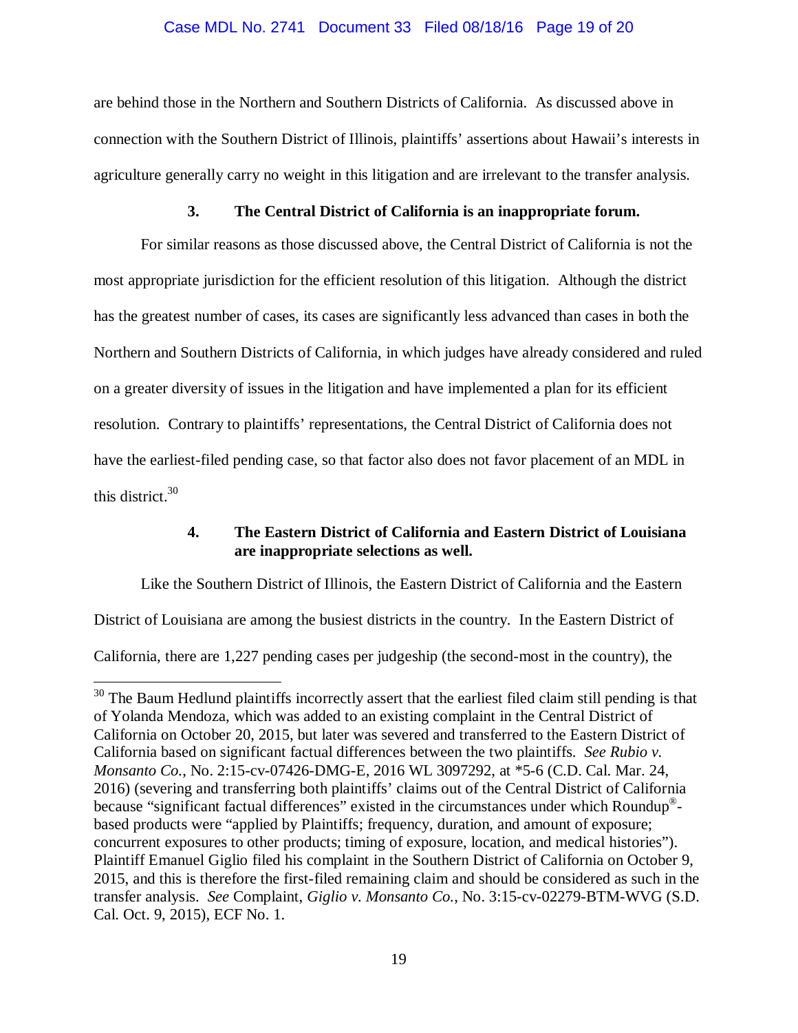are behind those in the Northern and Southern Districts of California. As discussed above in connection with the Southern District of Illinois, plaintiffs' assertions about Hawaii's interests in agriculture generally carry no weight in this litigation and are irrelevant to the transfer analysis.

### 3. The Central District of California is an inappropriate forum.

For similar reasons as those discussed above, the Central District of California is not the most appropriate jurisdiction for the efficient resolution of this litigation. Although the district has the greatest number of cases, its cases are significantly less advanced than cases in both the Northern and Southern Districts of California, in which judges have already considered and ruled on a greater diversity of issues in the litigation and have implemented a plan for its efficient resolution. Contrary to plaintiffs' representations, the Central District of California does not have the earliest-filed pending case, so that factor also does not favor placement of an MDL in this district.[30]

### 4. The Eastern District of California and Eastern District of Louisiana are inappropriate selections as well.

Like the Southern District of Illinois, the Eastern District of California and the Eastern District of Louisiana are among the busiest districts in the country. In the Eastern District of California, there are 1,227 pending cases per judgeship (the second-most in the country), the

---

[30] The Baum Hedlund plaintiffs incorrectly assert that the earliest filed claim still pending is that of Yolanda Mendoza, which was added to an existing complaint in the Central District of California on October 20, 2015, but later was severed and transferred to the Eastern District of California based on significant factual differences between the two plaintiffs. *See Rubio v. Monsanto Co.*, No. 2:15-cv-07426-DMG-E, 2016 WL 3097292, at *5-6 (C.D. Cal. Mar. 24, 2016) (severing and transferring both plaintiffs' claims out of the Central District of California because "significant factual differences" existed in the circumstances under which Roundup®-based products were "applied by Plaintiffs; frequency, duration, and amount of exposure; concurrent exposures to other products; timing of exposure, location, and medical histories"). Plaintiff Emanuel Giglio filed his complaint in the Southern District of California on October 9, 2015, and this is therefore the first-filed remaining claim and should be considered as such in the transfer analysis. *See* Complaint, *Giglio v. Monsanto Co.*, No. 3:15-cv-02279-BTM-WVG (S.D. Cal. Oct. 9, 2015), ECF No. 1.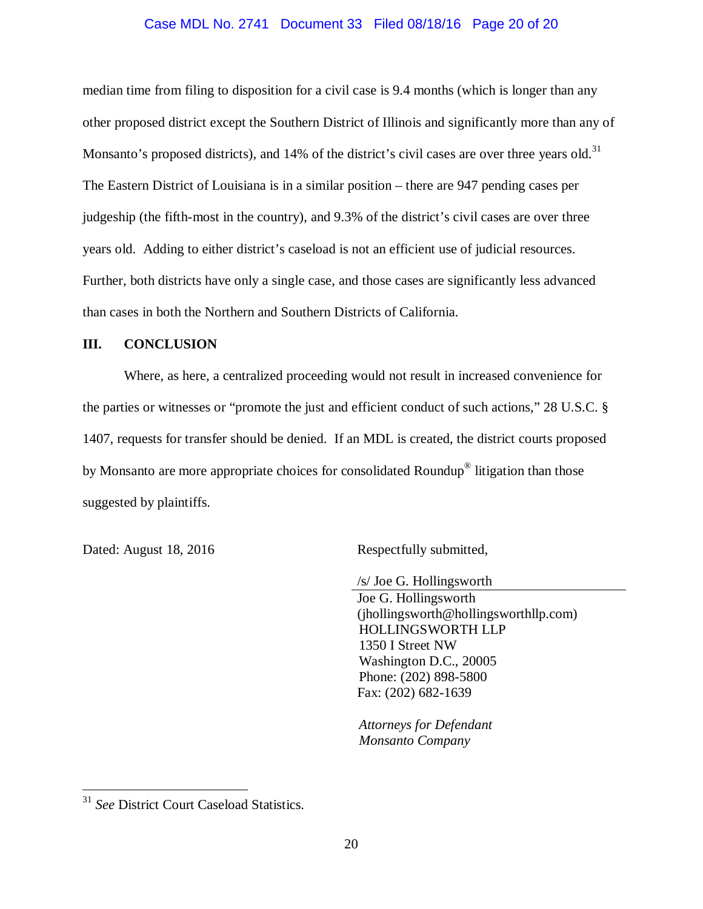median time from filing to disposition for a civil case is 9.4 months (which is longer than any other proposed district except the Southern District of Illinois and significantly more than any of Monsanto's proposed districts), and 14% of the district's civil cases are over three years old.[31] The Eastern District of Louisiana is in a similar position – there are 947 pending cases per judgeship (the fifth-most in the country), and 9.3% of the district's civil cases are over three years old. Adding to either district's caseload is not an efficient use of judicial resources. Further, both districts have only a single case, and those cases are significantly less advanced than cases in both the Northern and Southern Districts of California.

## III. CONCLUSION

Where, as here, a centralized proceeding would not result in increased convenience for the parties or witnesses or "promote the just and efficient conduct of such actions," 28 U.S.C. § 1407, requests for transfer should be denied. If an MDL is created, the district courts proposed by Monsanto are more appropriate choices for consolidated Roundup® litigation than those suggested by plaintiffs.

Dated: August 18, 2016

Respectfully submitted,

/s/ Joe G. Hollingsworth
Joe G. Hollingsworth
(jhollingsworth@hollingsworthllp.com)
HOLLINGSWORTH LLP
1350 I Street NW
Washington D.C., 20005
Phone: (202) 898-5800
Fax: (202) 682-1639

*Attorneys for Defendant*
*Monsanto Company*

---

[31] *See* District Court Caseload Statistics.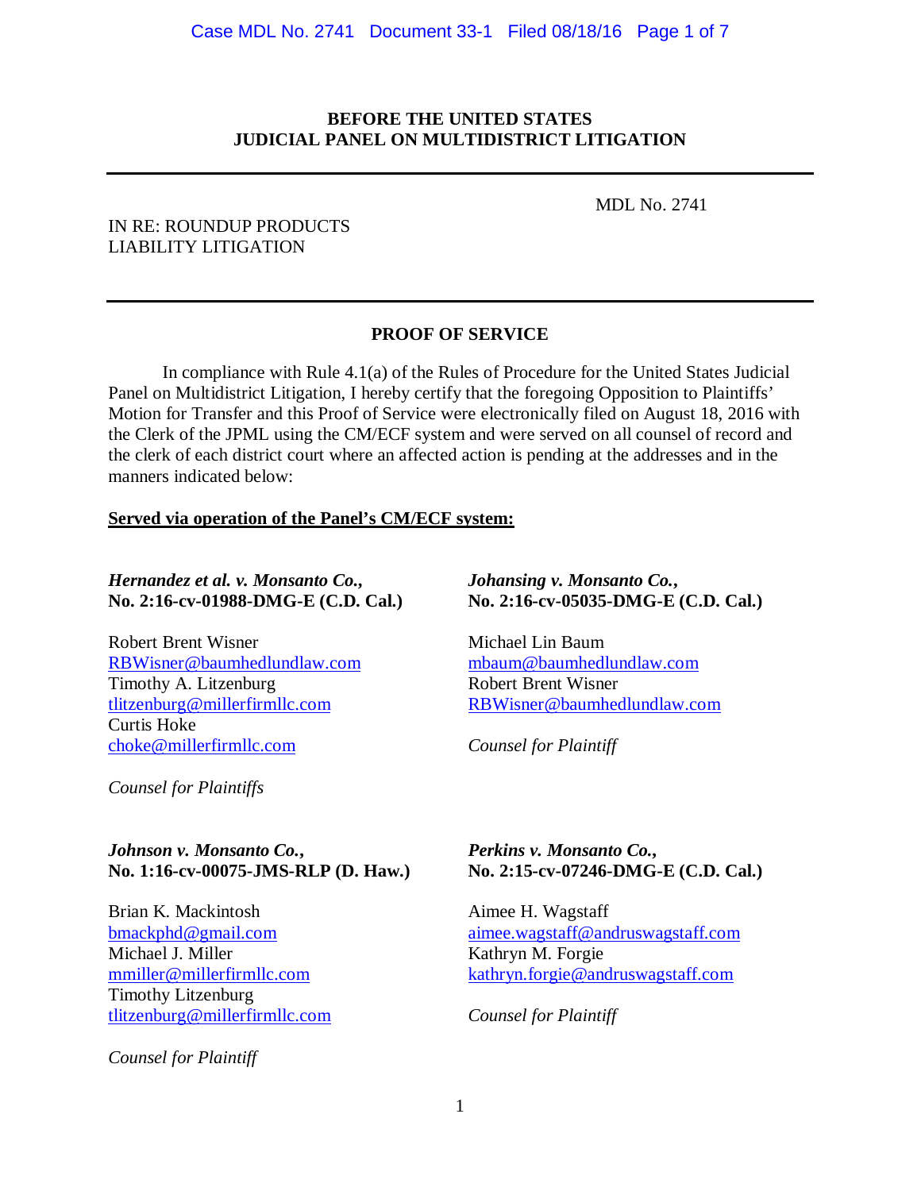**BEFORE THE UNITED STATES JUDICIAL PANEL ON MULTIDISTRICT LITIGATION**

---

IN RE: ROUNDUP PRODUCTS LIABILITY LITIGATION

MDL No. 2741

---

**PROOF OF SERVICE**

In compliance with Rule 4.1(a) of the Rules of Procedure for the United States Judicial Panel on Multidistrict Litigation, I hereby certify that the foregoing Opposition to Plaintiffs' Motion for Transfer and this Proof of Service were electronically filed on August 18, 2016 with the Clerk of the JPML using the CM/ECF system and were served on all counsel of record and the clerk of each district court where an affected action is pending at the addresses and in the manners indicated below:

**Served via operation of the Panel's CM/ECF system:**

***Hernandez et al. v. Monsanto Co.*, No. 2:16-cv-01988-DMG-E (C.D. Cal.)**

Robert Brent Wisner
RBWisner@baumhedlundlaw.com
Timothy A. Litzenburg
tlitzenburg@millerfirmllc.com
Curtis Hoke
choke@millerfirmllc.com

*Counsel for Plaintiffs*

***Johansing v. Monsanto Co.*, No. 2:16-cv-05035-DMG-E (C.D. Cal.)**

Michael Lin Baum
mbaum@baumhedlundlaw.com
Robert Brent Wisner
RBWisner@baumhedlundlaw.com

*Counsel for Plaintiff*

***Johnson v. Monsanto Co.*, No. 1:16-cv-00075-JMS-RLP (D. Haw.)**

Brian K. Mackintosh
bmackphd@gmail.com
Michael J. Miller
mmiller@millerfirmllc.com
Timothy Litzenburg
tlitzenburg@millerfirmllc.com

*Counsel for Plaintiff*

***Perkins v. Monsanto Co.*, No. 2:15-cv-07246-DMG-E (C.D. Cal.)**

Aimee H. Wagstaff
aimee.wagstaff@andruswagstaff.com
Kathryn M. Forgie
kathryn.forgie@andruswagstaff.com

*Counsel for Plaintiff*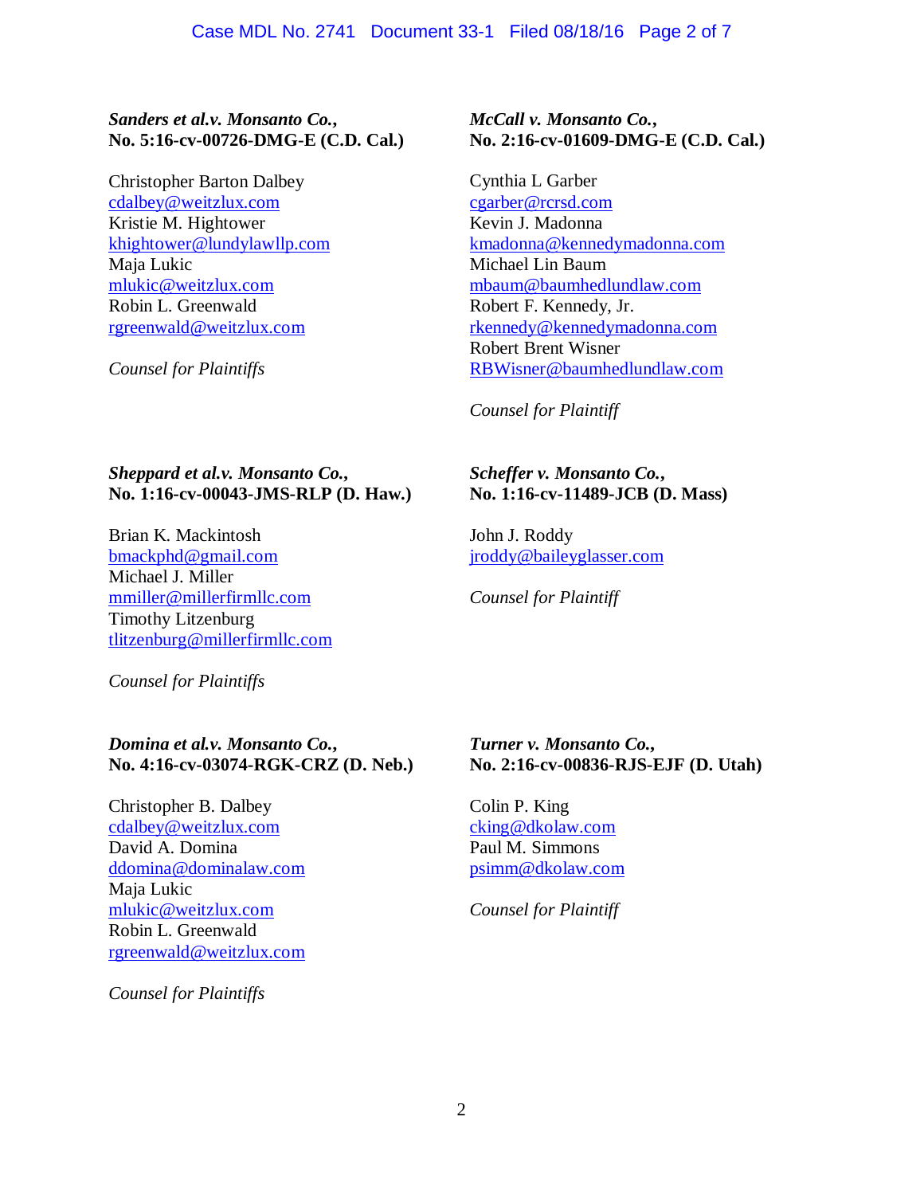***Sanders et al.v. Monsanto Co.*,**
**No. 5:16-cv-00726-DMG-E (C.D. Cal.)**

Christopher Barton Dalbey
cdalbey@weitzlux.com
Kristie M. Hightower
khightower@lundylawllp.com
Maja Lukic
mlukic@weitzlux.com
Robin L. Greenwald
rgreenwald@weitzlux.com

*Counsel for Plaintiffs*

***McCall v. Monsanto Co.*,**
**No. 2:16-cv-01609-DMG-E (C.D. Cal.)**

Cynthia L Garber
cgarber@rcrsd.com
Kevin J. Madonna
kmadonna@kennedymadonna.com
Michael Lin Baum
mbaum@baumhedlundlaw.com
Robert F. Kennedy, Jr.
rkennedy@kennedymadonna.com
Robert Brent Wisner
RBWisner@baumhedlundlaw.com

*Counsel for Plaintiff*

***Sheppard et al.v. Monsanto Co.*,**
**No. 1:16-cv-00043-JMS-RLP (D. Haw.)**

Brian K. Mackintosh
bmackphd@gmail.com
Michael J. Miller
mmiller@millerfirmllc.com
Timothy Litzenburg
tlitzenburg@millerfirmllc.com

*Counsel for Plaintiffs*

***Scheffer v. Monsanto Co.*,**
**No. 1:16-cv-11489-JCB (D. Mass)**

John J. Roddy
jroddy@baileyglasser.com

*Counsel for Plaintiff*

***Domina et al.v. Monsanto Co.*,**
**No. 4:16-cv-03074-RGK-CRZ (D. Neb.)**

Christopher B. Dalbey
cdalbey@weitzlux.com
David A. Domina
ddomina@dominalaw.com
Maja Lukic
mlukic@weitzlux.com
Robin L. Greenwald
rgreenwald@weitzlux.com

*Counsel for Plaintiffs*

***Turner v. Monsanto Co.*,**
**No. 2:16-cv-00836-RJS-EJF (D. Utah)**

Colin P. King
cking@dkolaw.com
Paul M. Simmons
psimm@dkolaw.com

*Counsel for Plaintiff*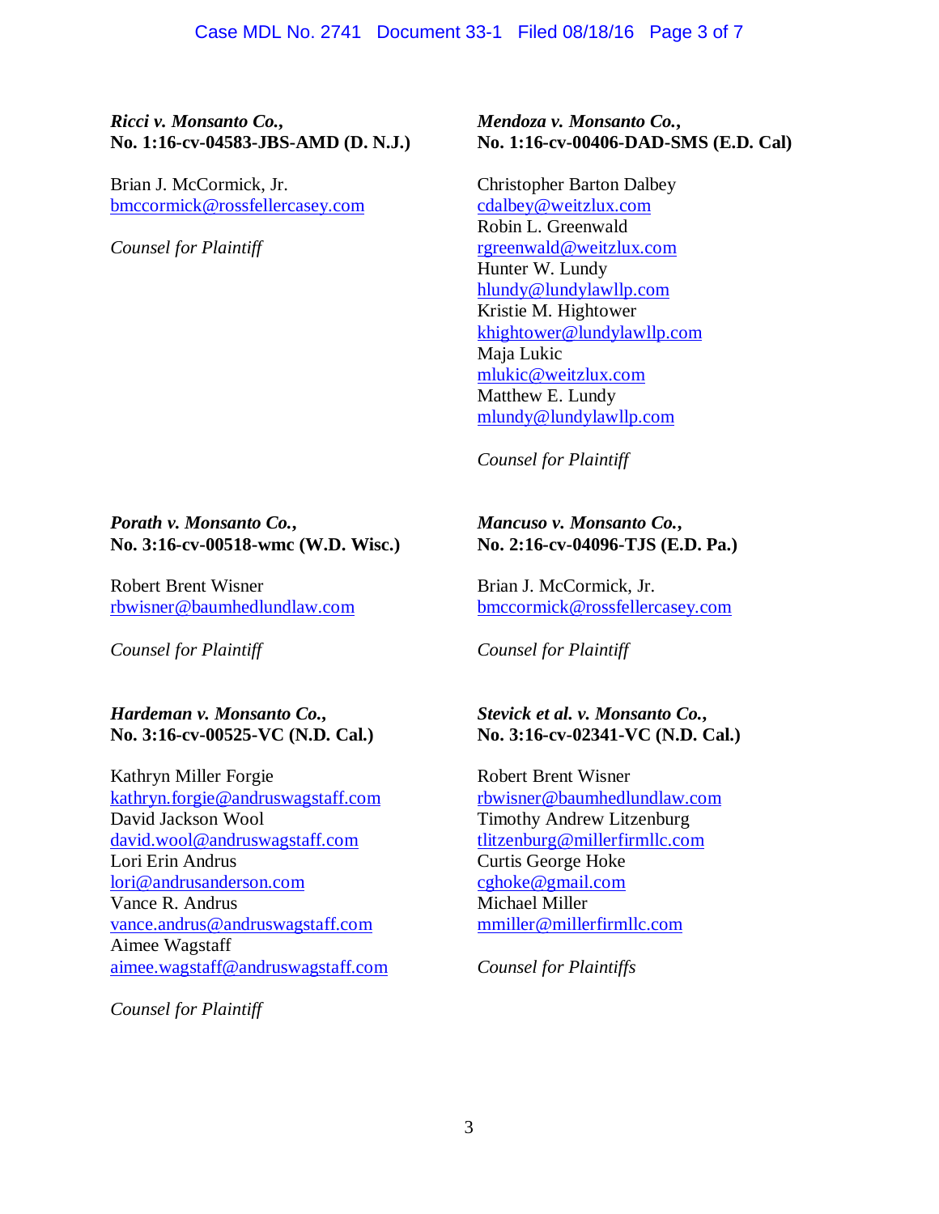***Ricci v. Monsanto Co.*,**
**No. 1:16-cv-04583-JBS-AMD (D. N.J.)**

Brian J. McCormick, Jr.
bmccormick@rossfellercasey.com

*Counsel for Plaintiff*

***Mendoza v. Monsanto Co.*,**
**No. 1:16-cv-00406-DAD-SMS (E.D. Cal)**

Christopher Barton Dalbey
cdalbey@weitzlux.com
Robin L. Greenwald
rgreenwald@weitzlux.com
Hunter W. Lundy
hlundy@lundylawllp.com
Kristie M. Hightower
khightower@lundylawllp.com
Maja Lukic
mlukic@weitzlux.com
Matthew E. Lundy
mlundy@lundylawllp.com

*Counsel for Plaintiff*

***Porath v. Monsanto Co.*,**
**No. 3:16-cv-00518-wmc (W.D. Wisc.)**

Robert Brent Wisner
rbwisner@baumhedlundlaw.com

*Counsel for Plaintiff*

***Mancuso v. Monsanto Co.*,**
**No. 2:16-cv-04096-TJS (E.D. Pa.)**

Brian J. McCormick, Jr.
bmccormick@rossfellercasey.com

*Counsel for Plaintiff*

***Hardeman v. Monsanto Co.*,**
**No. 3:16-cv-00525-VC (N.D. Cal.)**

Kathryn Miller Forgie
kathryn.forgie@andruswagstaff.com
David Jackson Wool
david.wool@andruswagstaff.com
Lori Erin Andrus
lori@andrusanderson.com
Vance R. Andrus
vance.andrus@andruswagstaff.com
Aimee Wagstaff
aimee.wagstaff@andruswagstaff.com

*Counsel for Plaintiff*

***Stevick et al. v. Monsanto Co.*,**
**No. 3:16-cv-02341-VC (N.D. Cal.)**

Robert Brent Wisner
rbwisner@baumhedlundlaw.com
Timothy Andrew Litzenburg
tlitzenburg@millerfirmllc.com
Curtis George Hoke
cghoke@gmail.com
Michael Miller
mmiller@millerfirmllc.com

*Counsel for Plaintiffs*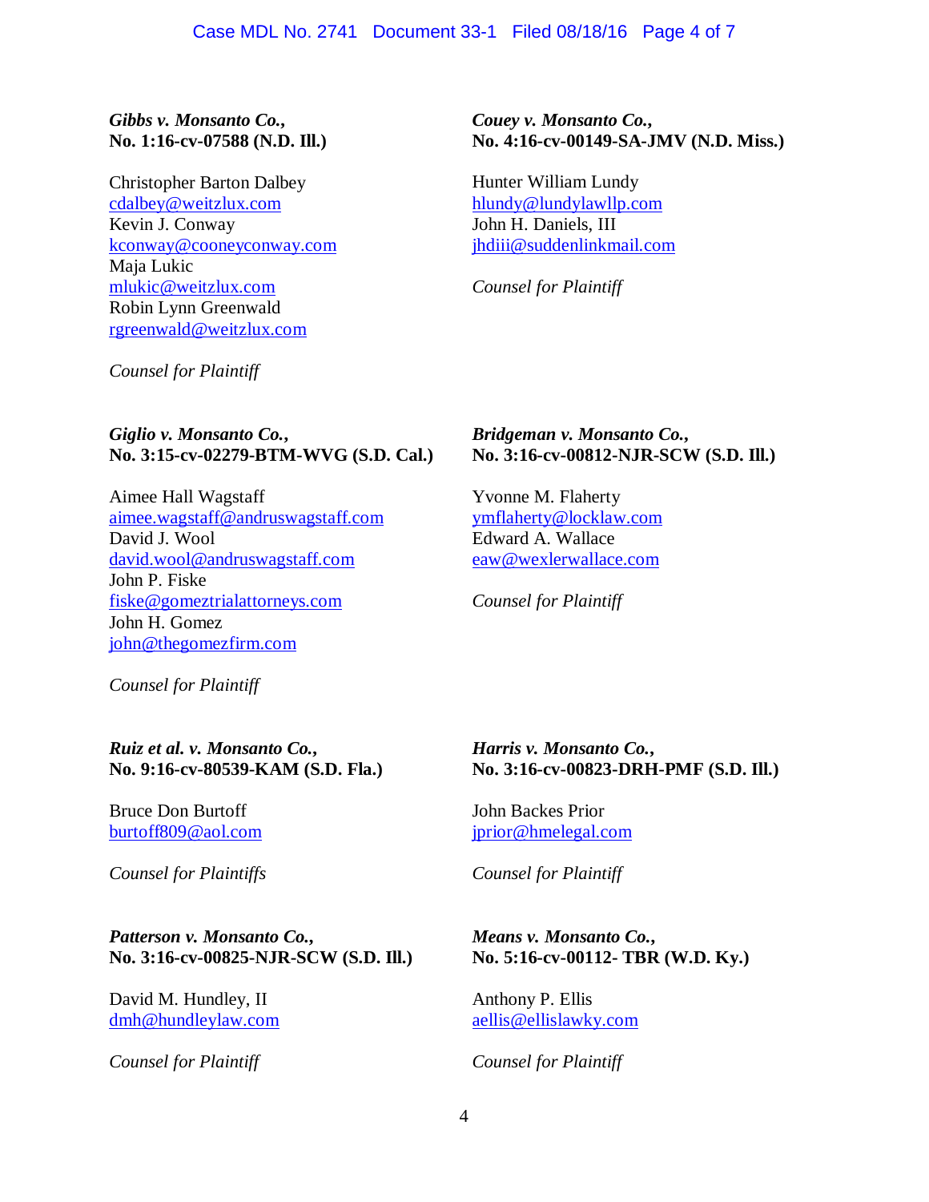***Gibbs v. Monsanto Co.*,**
**No. 1:16-cv-07588 (N.D. Ill.)**

Christopher Barton Dalbey
cdalbey@weitzlux.com
Kevin J. Conway
kconway@cooneyconway.com
Maja Lukic
mlukic@weitzlux.com
Robin Lynn Greenwald
rgreenwald@weitzlux.com

*Counsel for Plaintiff*

***Couey v. Monsanto Co.*,**
**No. 4:16-cv-00149-SA-JMV (N.D. Miss.)**

Hunter William Lundy
hlundy@lundylawllp.com
John H. Daniels, III
jhdiii@suddenlinkmail.com

*Counsel for Plaintiff*

***Giglio v. Monsanto Co.*,**
**No. 3:15-cv-02279-BTM-WVG (S.D. Cal.)**

Aimee Hall Wagstaff
aimee.wagstaff@andruswagstaff.com
David J. Wool
david.wool@andruswagstaff.com
John P. Fiske
fiske@gomeztrialattorneys.com
John H. Gomez
john@thegomezfirm.com

*Counsel for Plaintiff*

***Bridgeman v. Monsanto Co.*,**
**No. 3:16-cv-00812-NJR-SCW (S.D. Ill.)**

Yvonne M. Flaherty
ymflaherty@locklaw.com
Edward A. Wallace
eaw@wexlerwallace.com

*Counsel for Plaintiff*

***Ruiz et al. v. Monsanto Co.*,**
**No. 9:16-cv-80539-KAM (S.D. Fla.)**

Bruce Don Burtoff
burtoff809@aol.com

*Counsel for Plaintiffs*

***Harris v. Monsanto Co.*,**
**No. 3:16-cv-00823-DRH-PMF (S.D. Ill.)**

John Backes Prior
jprior@hmelegal.com

*Counsel for Plaintiff*

***Patterson v. Monsanto Co.*,**
**No. 3:16-cv-00825-NJR-SCW (S.D. Ill.)**

David M. Hundley, II
dmh@hundleylaw.com

*Counsel for Plaintiff*

***Means v. Monsanto Co.*,**
**No. 5:16-cv-00112- TBR (W.D. Ky.)**

Anthony P. Ellis
aellis@ellislawky.com

*Counsel for Plaintiff*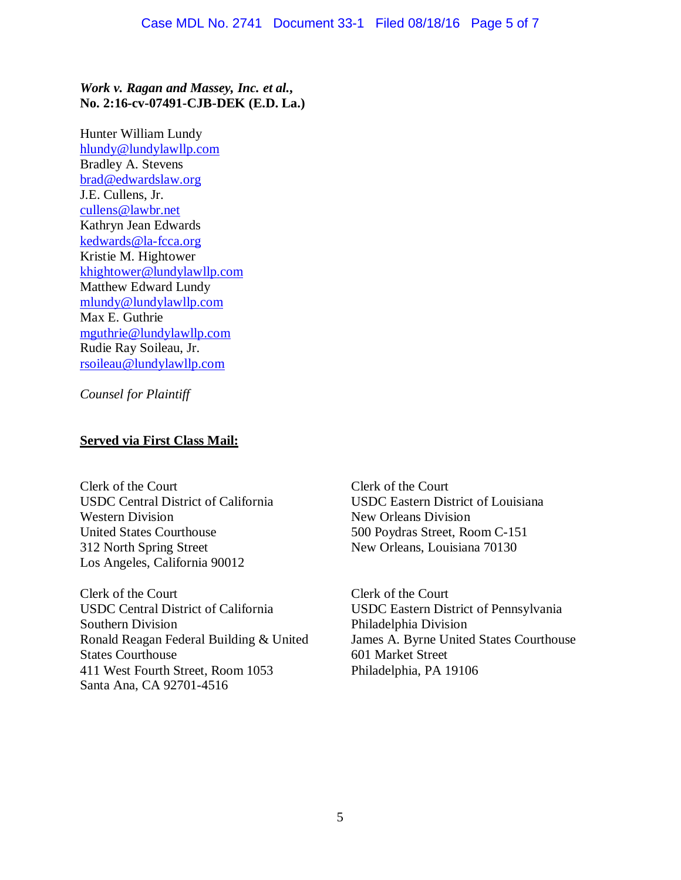***Work v. Ragan and Massey, Inc. et al.*,**
**No. 2:16-cv-07491-CJB-DEK (E.D. La.)**

Hunter William Lundy
hlundy@lundylawllp.com
Bradley A. Stevens
brad@edwardslaw.org
J.E. Cullens, Jr.
cullens@lawbr.net
Kathryn Jean Edwards
kedwards@la-fcca.org
Kristie M. Hightower
khightower@lundylawllp.com
Matthew Edward Lundy
mlundy@lundylawllp.com
Max E. Guthrie
mguthrie@lundylawllp.com
Rudie Ray Soileau, Jr.
rsoileau@lundylawllp.com

*Counsel for Plaintiff*

**Served via First Class Mail:**

Clerk of the Court
USDC Central District of California
Western Division
United States Courthouse
312 North Spring Street
Los Angeles, California 90012

Clerk of the Court
USDC Central District of California
Southern Division
Ronald Reagan Federal Building & United States Courthouse
411 West Fourth Street, Room 1053
Santa Ana, CA 92701-4516

Clerk of the Court
USDC Eastern District of Louisiana
New Orleans Division
500 Poydras Street, Room C-151
New Orleans, Louisiana 70130

Clerk of the Court
USDC Eastern District of Pennsylvania
Philadelphia Division
James A. Byrne United States Courthouse
601 Market Street
Philadelphia, PA 19106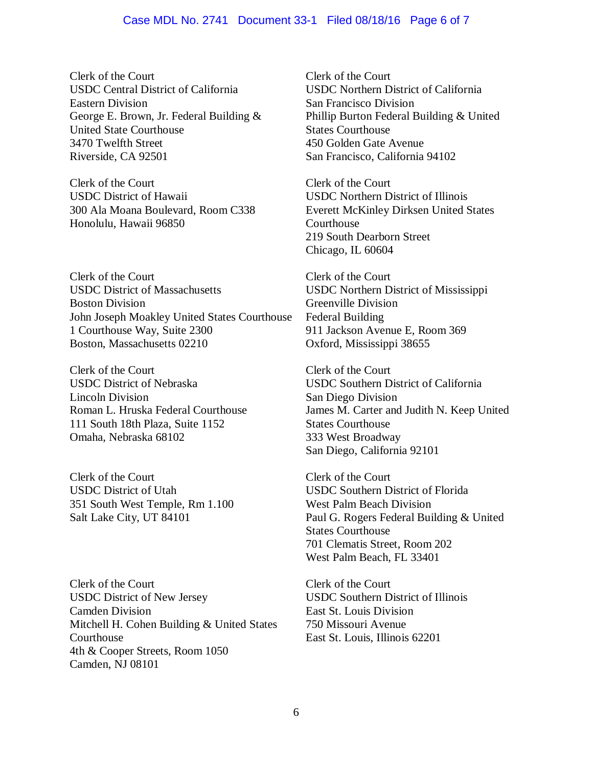Clerk of the Court
USDC Central District of California
Eastern Division
George E. Brown, Jr. Federal Building &
United State Courthouse
3470 Twelfth Street
Riverside, CA 92501

Clerk of the Court
USDC Northern District of California
San Francisco Division
Phillip Burton Federal Building & United
States Courthouse
450 Golden Gate Avenue
San Francisco, California 94102

Clerk of the Court
USDC District of Hawaii
300 Ala Moana Boulevard, Room C338
Honolulu, Hawaii 96850

Clerk of the Court
USDC Northern District of Illinois
Everett McKinley Dirksen United States
Courthouse
219 South Dearborn Street
Chicago, IL 60604

Clerk of the Court
USDC District of Massachusetts
Boston Division
John Joseph Moakley United States Courthouse
1 Courthouse Way, Suite 2300
Boston, Massachusetts 02210

Clerk of the Court
USDC Northern District of Mississippi
Greenville Division
Federal Building
911 Jackson Avenue E, Room 369
Oxford, Mississippi 38655

Clerk of the Court
USDC District of Nebraska
Lincoln Division
Roman L. Hruska Federal Courthouse
111 South 18th Plaza, Suite 1152
Omaha, Nebraska 68102

Clerk of the Court
USDC Southern District of California
San Diego Division
James M. Carter and Judith N. Keep United
States Courthouse
333 West Broadway
San Diego, California 92101

Clerk of the Court
USDC District of Utah
351 South West Temple, Rm 1.100
Salt Lake City, UT 84101

Clerk of the Court
USDC Southern District of Florida
West Palm Beach Division
Paul G. Rogers Federal Building & United
States Courthouse
701 Clematis Street, Room 202
West Palm Beach, FL 33401

Clerk of the Court
USDC District of New Jersey
Camden Division
Mitchell H. Cohen Building & United States
Courthouse
4th & Cooper Streets, Room 1050
Camden, NJ 08101

Clerk of the Court
USDC Southern District of Illinois
East St. Louis Division
750 Missouri Avenue
East St. Louis, Illinois 62201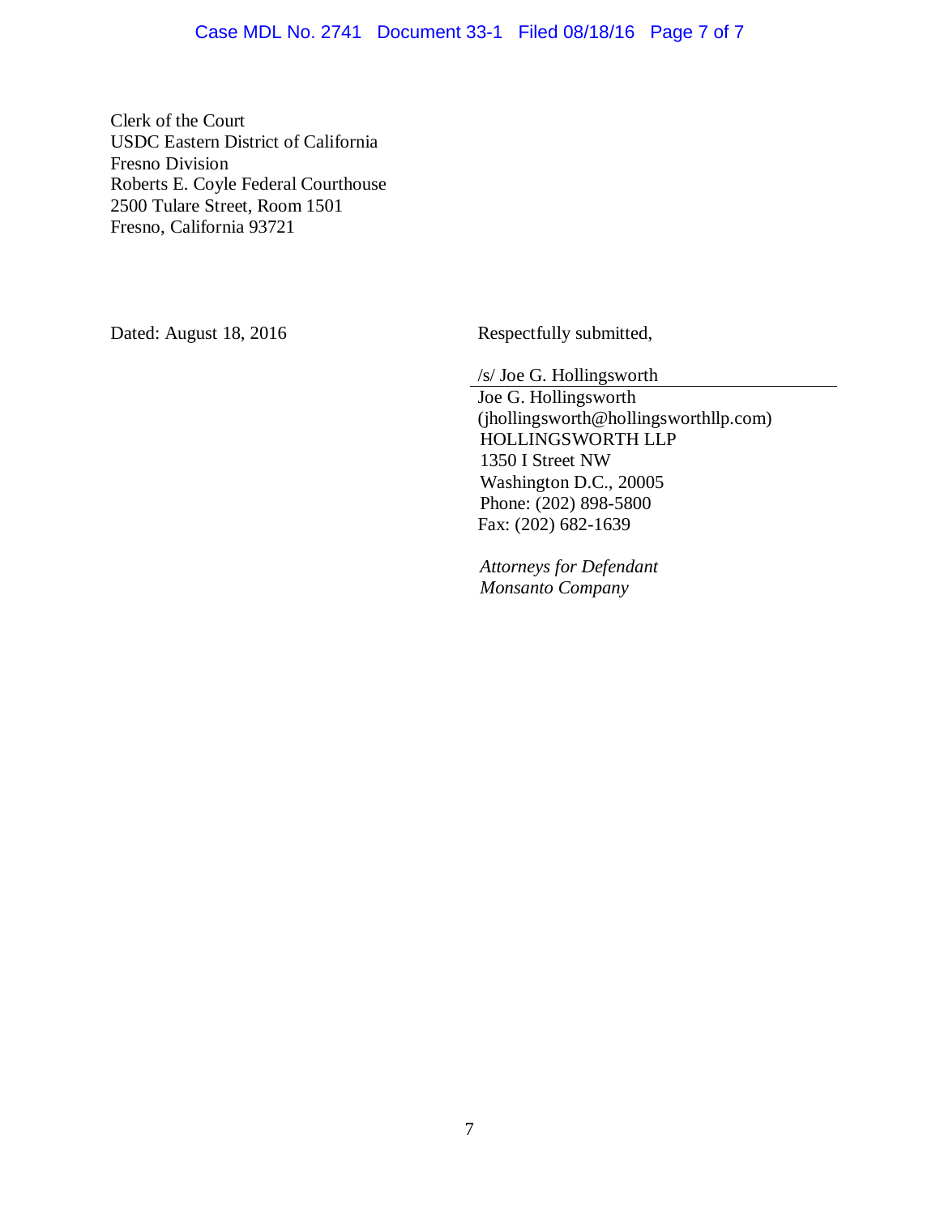Clerk of the Court
USDC Eastern District of California
Fresno Division
Roberts E. Coyle Federal Courthouse
2500 Tulare Street, Room 1501
Fresno, California 93721

Dated: August 18, 2016

Respectfully submitted,

/s/ Joe G. Hollingsworth

Joe G. Hollingsworth
(jhollingsworth@hollingsworthllp.com)
HOLLINGSWORTH LLP
1350 I Street NW
Washington D.C., 20005
Phone: (202) 898-5800
Fax: (202) 682-1639

*Attorneys for Defendant Monsanto Company*